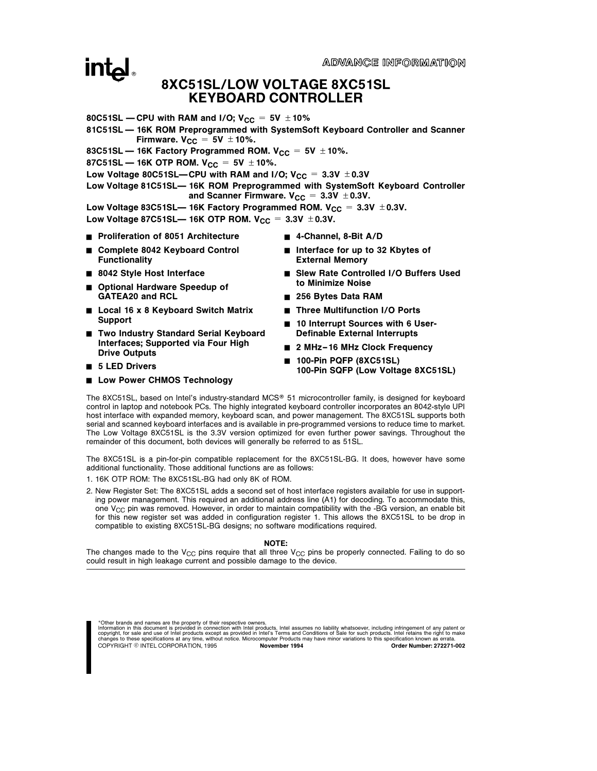ADVANCE INFORMATION

# 8XC51SL/LOW VOLTAGE 8XC51SL KEYBOARD CONTROLLER

**80C51SL — CPU with RAM and I/O; $V_{CC}$ = 5V ±10%**

**81C51SL — 16K ROM Preprogrammed with SystemSoft Keyboard Controller and Scanner Firmware. $V_{CC}$ = 5V ±10%.**

**83C51SL — 16K Factory Programmed ROM. $V_{CC}$ = 5V ±10%.**

**87C51SL — 16K OTP ROM. $V_{CC}$ = 5V ±10%.**

**Low Voltage 80C51SL— CPU with RAM and I/O; $V_{CC}$ = 3.3V ±0.3V**

**Low Voltage 81C51SL— 16K ROM Preprogrammed with SystemSoft Keyboard Controller and Scanner Firmware. $V_{CC}$ = 3.3V ±0.3V.**

**Low Voltage 83C51SL— 16K Factory Programmed ROM. $V_{CC}$ = 3.3V ±0.3V.**

**Low Voltage 87C51SL— 16K OTP ROM. $V_{CC}$ = 3.3V ±0.3V.**

- **Proliferation of 8051 Architecture**
- **Complete 8042 Keyboard Control Functionality**
- **8042 Style Host Interface**
- **Optional Hardware Speedup of GATEA20 and RCL**
- **Local 16 x 8 Keyboard Switch Matrix Support**
- **Two Industry Standard Serial Keyboard Interfaces; Supported via Four High Drive Outputs**
- **5 LED Drivers**
- **Low Power CHMOS Technology**
- **4-Channel, 8-Bit A/D**
- **Interface for up to 32 Kbytes of External Memory**
- **Slew Rate Controlled I/O Buffers Used to Minimize Noise**
- **256 Bytes Data RAM**
- **Three Multifunction I/O Ports**
- **10 Interrupt Sources with 6 User-Definable External Interrupts**
- **2 MHz–16 MHz Clock Frequency**
- **100-Pin PQFP (8XC51SL) 100-Pin SQFP (Low Voltage 8XC51SL)**

The 8XC51SL, based on Intel's industry-standard MCS® 51 microcontroller family, is designed for keyboard control in laptop and notebook PCs. The highly integrated keyboard controller incorporates an 8042-style UPI host interface with expanded memory, keyboard scan, and power management. The 8XC51SL supports both serial and scanned keyboard interfaces and is available in pre-programmed versions to reduce time to market. The Low Voltage 8XC51SL is the 3.3V version optimized for even further power savings. Throughout the remainder of this document, both devices will generally be referred to as 51SL.

The 8XC51SL is a pin-for-pin compatible replacement for the 8XC51SL-BG. It does, however have some additional functionality. Those additional functions are as follows:

1. 16K OTP ROM: The 8XC51SL-BG had only 8K of ROM.
2. New Register Set: The 8XC51SL adds a second set of host interface registers available for use in supporting power management. This required an additional address line (A1) for decoding. To accommodate this, one $V_{CC}$ pin was removed. However, in order to maintain compatibility with the -BG version, an enable bit for this new register set was added in configuration register 1. This allows the 8XC51SL to be drop in compatible to existing 8XC51SL-BG designs; no software modifications required.

**NOTE:**

The changes made to the $V_{CC}$ pins require that all three $V_{CC}$ pins be properly connected. Failing to do so could result in high leakage current and possible damage to the device.

*Other brands and names are the property of their respective owners.
Information in this document is provided in connection with Intel products. Intel assumes no liability whatsoever, including infringement of any patent or copyright, for sale and use of Intel products except as provided in Intel's Terms and Conditions of Sale for such products. Intel retains the right to make changes to these specifications at any time, without notice. Microcomputer Products may have minor variations to this specification known as errata.
COPYRIGHT © INTEL CORPORATION, 1995 **November 1994** **Order Number: 272271-002**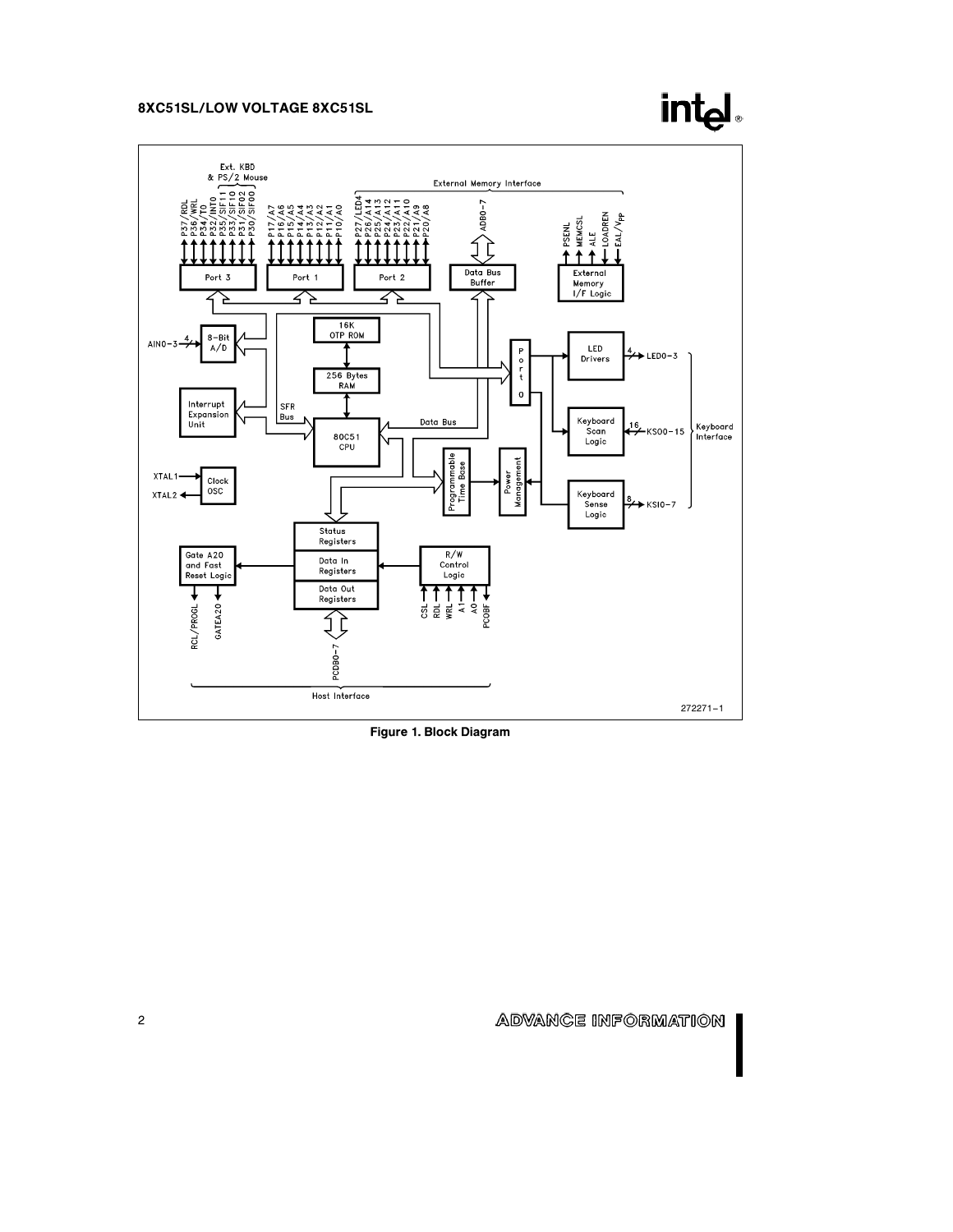Figure 1. Block Diagram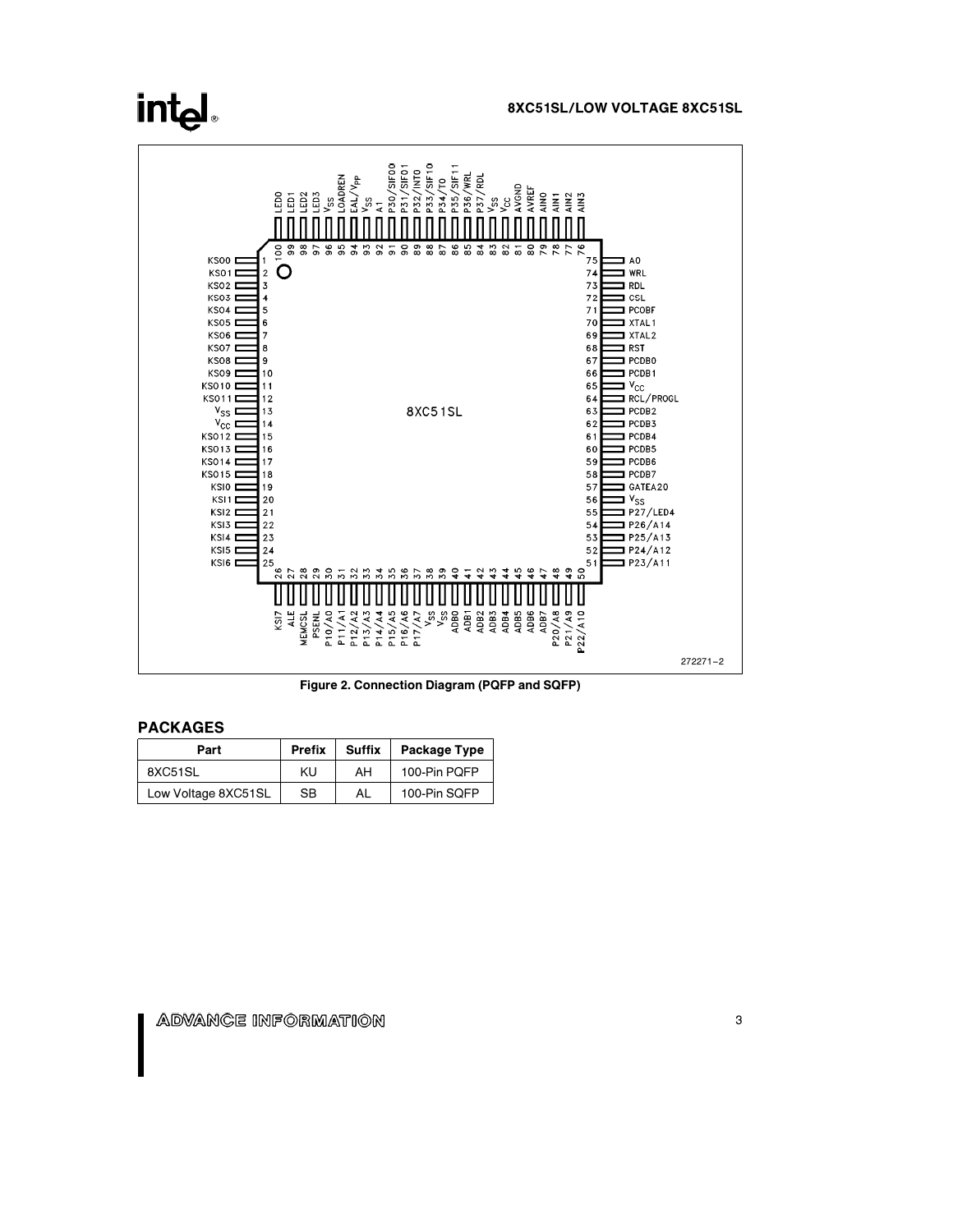Figure 2. Connection Diagram (PQFP and SQFP)

## PACKAGES

| Part | Prefix | Suffix | Package Type |
|---|---|---|---|
| 8XC51SL | KU | AH | 100-Pin PQFP |
| Low Voltage 8XC51SL | SB | AL | 100-Pin SQFP |

ADVANCE INFORMATION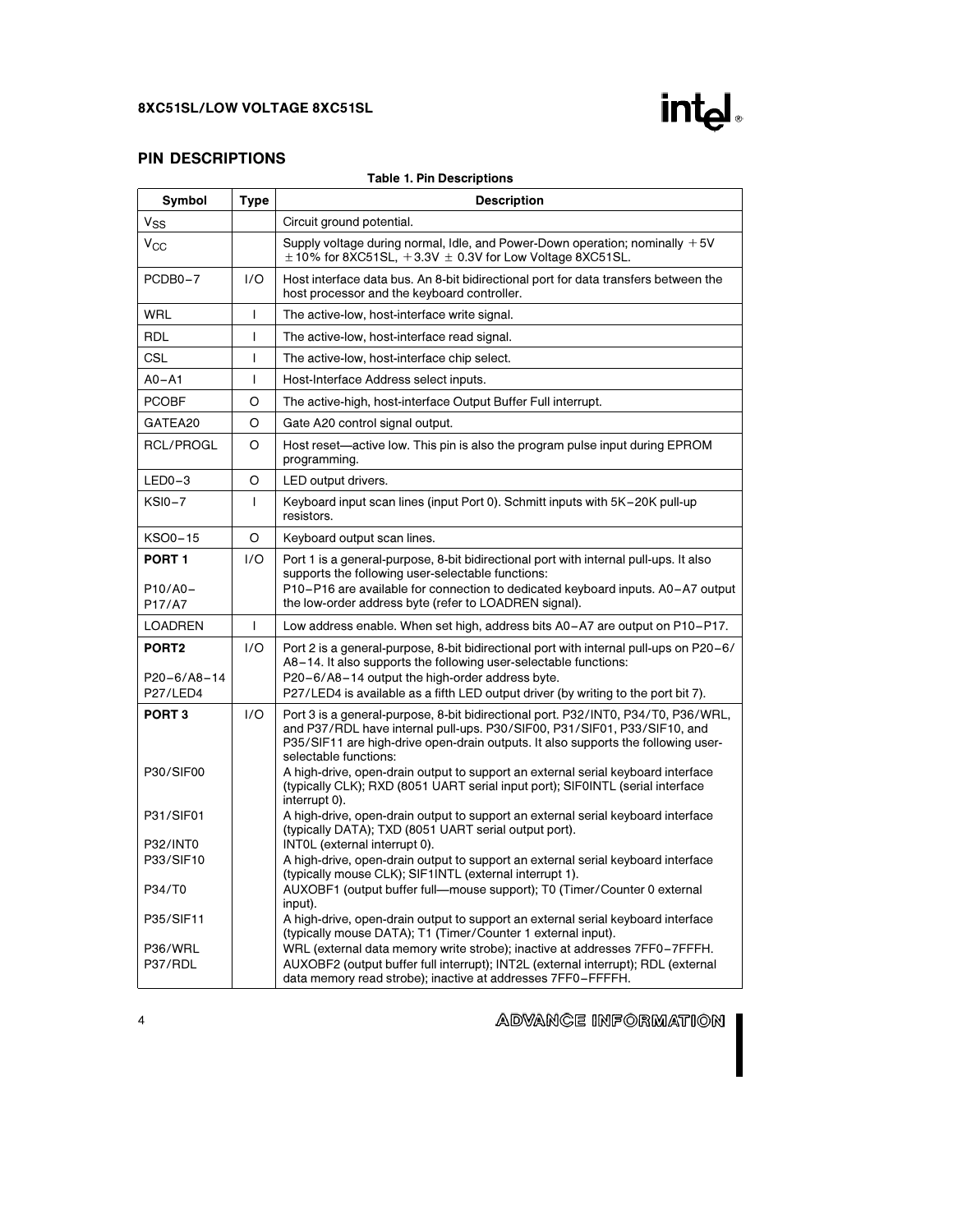## PIN DESCRIPTIONS

**Table 1. Pin Descriptions**

| Symbol | Type | Description |
|---|---|---|
| $V_{SS}$ | | Circuit ground potential. |
| $V_{CC}$ | | Supply voltage during normal, Idle, and Power-Down operation; nominally +5V ±10% for 8XC51SL, +3.3V ± 0.3V for Low Voltage 8XC51SL. |
| PCDB0–7 | I/O | Host interface data bus. An 8-bit bidirectional port for data transfers between the host processor and the keyboard controller. |
| WRL | I | The active-low, host-interface write signal. |
| RDL | I | The active-low, host-interface read signal. |
| CSL | I | The active-low, host-interface chip select. |
| A0–A1 | I | Host-Interface Address select inputs. |
| PCOBF | O | The active-high, host-interface Output Buffer Full interrupt. |
| GATEA20 | O | Gate A20 control signal output. |
| RCL/PROGL | O | Host reset—active low. This pin is also the program pulse input during EPROM programming. |
| LED0–3 | O | LED output drivers. |
| KSI0–7 | I | Keyboard input scan lines (input Port 0). Schmitt inputs with 5K–20K pull-up resistors. |
| KSO0–15 | O | Keyboard output scan lines. |
| **PORT 1**<br><br>P10/A0–P17/A7 | I/O | Port 1 is a general-purpose, 8-bit bidirectional port with internal pull-ups. It also supports the following user-selectable functions:<br>P10–P16 are available for connection to dedicated keyboard inputs. A0–A7 output the low-order address byte (refer to LOADREN signal). |
| LOADREN | I | Low address enable. When set high, address bits A0–A7 are output on P10–P17. |
| **PORT2**<br><br>P20–6/A8–14<br>P27/LED4 | I/O | Port 2 is a general-purpose, 8-bit bidirectional port with internal pull-ups on P20–6/A8–14. It also supports the following user-selectable functions:<br>P20–6/A8–14 output the high-order address byte.<br>P27/LED4 is available as a fifth LED output driver (by writing to the port bit 7). |
| **PORT 3**<br><br>P30/SIF00<br><br>P31/SIF01<br><br>P32/INT0<br>P33/SIF10<br><br>P34/T0<br><br>P35/SIF11<br><br>P36/WRL<br>P37/RDL | I/O | Port 3 is a general-purpose, 8-bit bidirectional port. P32/INT0, P34/T0, P36/WRL, and P37/RDL have internal pull-ups. P30/SIF00, P31/SIF01, P33/SIF10, and P35/SIF11 are high-drive open-drain outputs. It also supports the following user-selectable functions:<br>A high-drive, open-drain output to support an external serial keyboard interface (typically CLK); RXD (8051 UART serial input port); SIF0INTL (serial interface interrupt 0).<br>A high-drive, open-drain output to support an external serial keyboard interface (typically DATA); TXD (8051 UART serial output port).<br>INT0L (external interrupt 0).<br>A high-drive, open-drain output to support an external serial keyboard interface (typically mouse CLK); SIF1INTL (external interrupt 1).<br>AUXOBF1 (output buffer full—mouse support); T0 (Timer/Counter 0 external input).<br>A high-drive, open-drain output to support an external serial keyboard interface (typically mouse DATA); T1 (Timer/Counter 1 external input).<br>WRL (external data memory write strobe); inactive at addresses 7FF0–7FFFH.<br>AUXOBF2 (output buffer full interrupt); INT2L (external interrupt); RDL (external data memory read strobe); inactive at addresses 7FF0–FFFFH. |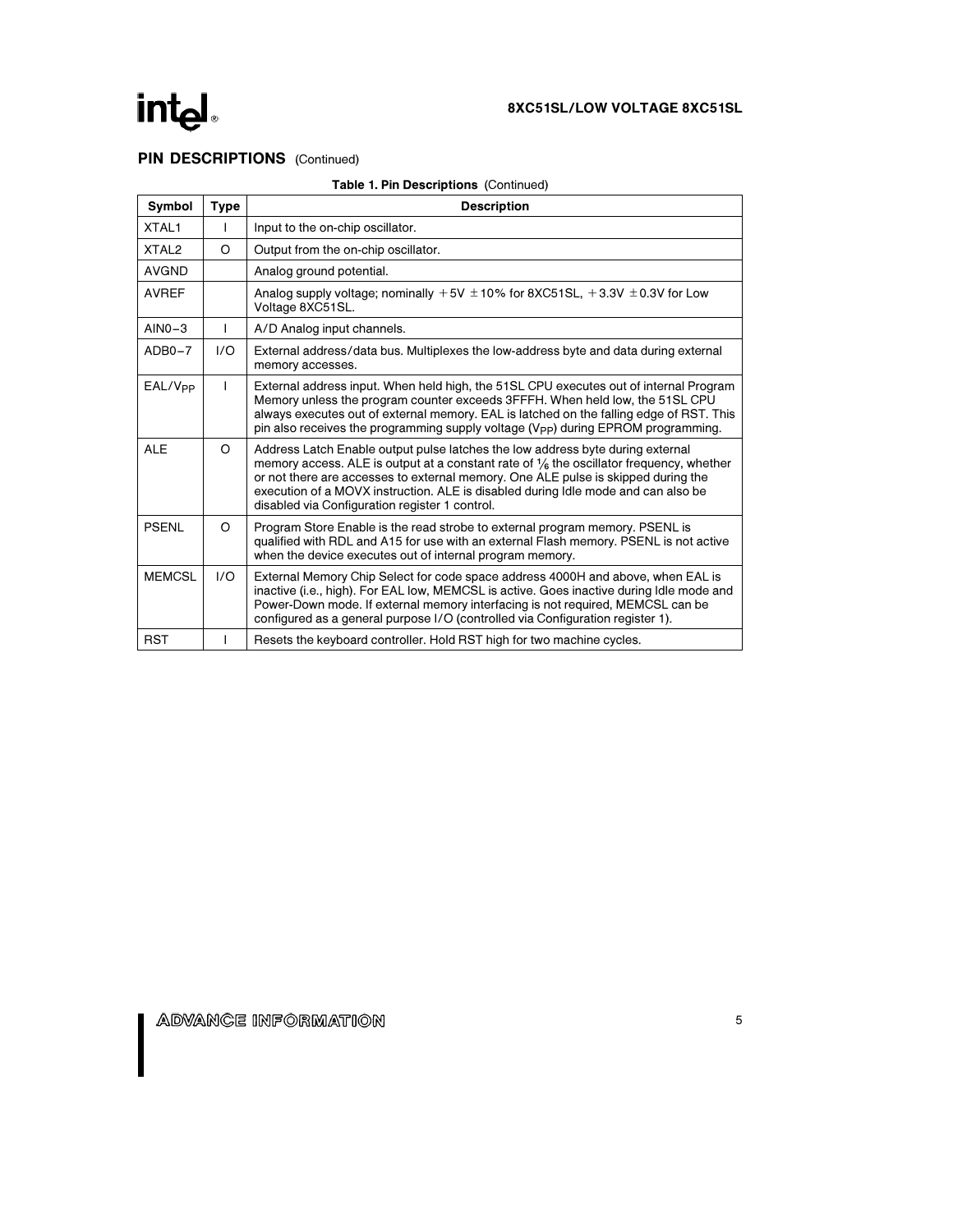## PIN DESCRIPTIONS (Continued)

**Table 1. Pin Descriptions** (Continued)

| Symbol | Type | Description |
|---|---|---|
| XTAL1 | I | Input to the on-chip oscillator. |
| XTAL2 | O | Output from the on-chip oscillator. |
| AVGND | | Analog ground potential. |
| AVREF | | Analog supply voltage; nominally +5V ±10% for 8XC51SL, +3.3V ±0.3V for Low Voltage 8XC51SL. |
| AIN0–3 | I | A/D Analog input channels. |
| ADB0–7 | I/O | External address/data bus. Multiplexes the low-address byte and data during external memory accesses. |
| EAL/$V_{PP}$ | I | External address input. When held high, the 51SL CPU executes out of internal Program Memory unless the program counter exceeds 3FFFH. When held low, the 51SL CPU always executes out of external memory. EAL is latched on the falling edge of RST. This pin also receives the programming supply voltage ($V_{PP}$) during EPROM programming. |
| ALE | O | Address Latch Enable output pulse latches the low address byte during external memory access. ALE is output at a constant rate of 1/6 the oscillator frequency, whether or not there are accesses to external memory. One ALE pulse is skipped during the execution of a MOVX instruction. ALE is disabled during Idle mode and can also be disabled via Configuration register 1 control. |
| PSENL | O | Program Store Enable is the read strobe to external program memory. PSENL is qualified with RDL and A15 for use with an external Flash memory. PSENL is not active when the device executes out of internal program memory. |
| MEMCSL | I/O | External Memory Chip Select for code space address 4000H and above, when EAL is inactive (i.e., high). For EAL low, MEMCSL is active. Goes inactive during Idle mode and Power-Down mode. If external memory interfacing is not required, MEMCSL can be configured as a general purpose I/O (controlled via Configuration register 1). |
| RST | I | Resets the keyboard controller. Hold RST high for two machine cycles. |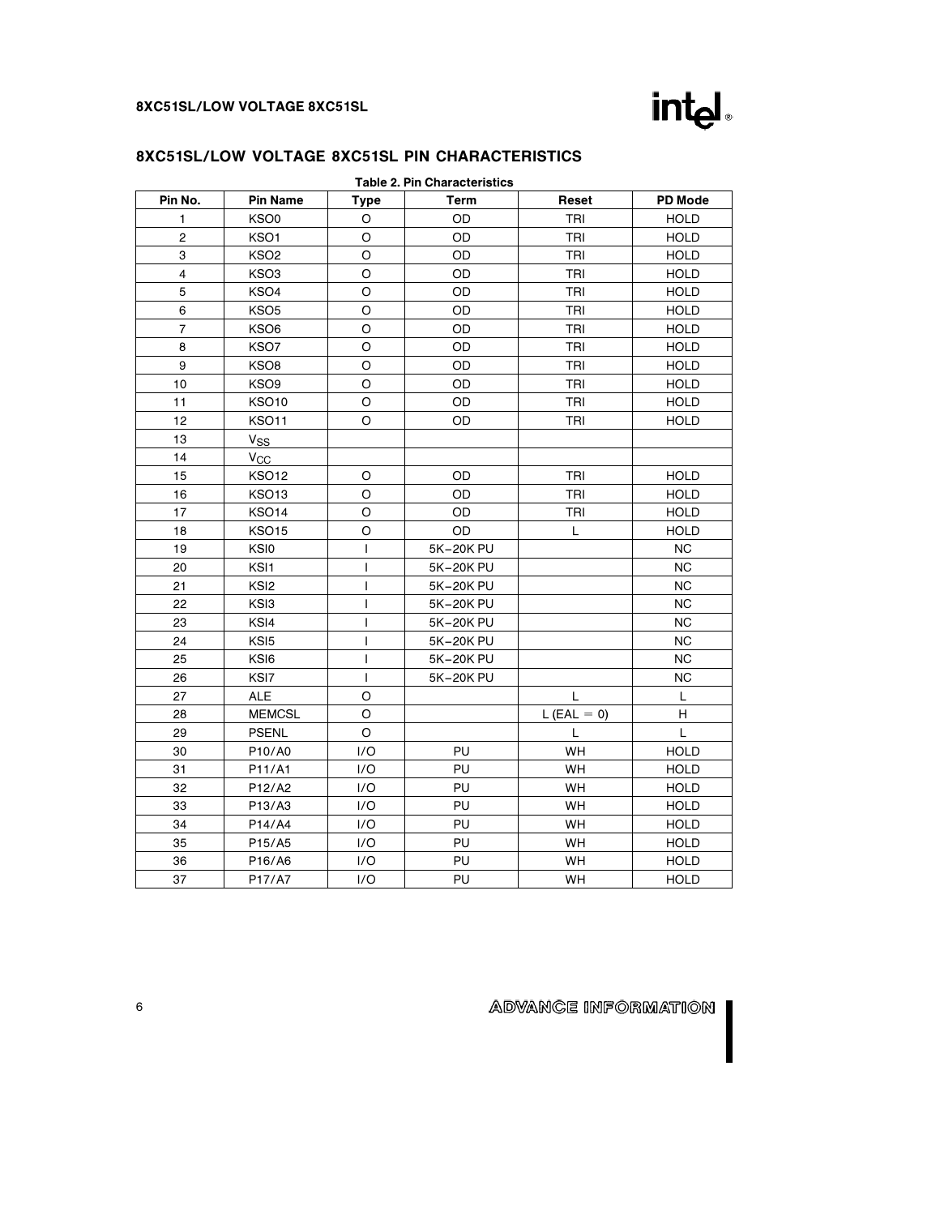## 8XC51SL/LOW VOLTAGE 8XC51SL PIN CHARACTERISTICS

**Table 2. Pin Characteristics**

| Pin No. | Pin Name | Type | Term | Reset | PD Mode |
|---|---|---|---|---|---|
| 1 | KSO0 | O | OD | TRI | HOLD |
| 2 | KSO1 | O | OD | TRI | HOLD |
| 3 | KSO2 | O | OD | TRI | HOLD |
| 4 | KSO3 | O | OD | TRI | HOLD |
| 5 | KSO4 | O | OD | TRI | HOLD |
| 6 | KSO5 | O | OD | TRI | HOLD |
| 7 | KSO6 | O | OD | TRI | HOLD |
| 8 | KSO7 | O | OD | TRI | HOLD |
| 9 | KSO8 | O | OD | TRI | HOLD |
| 10 | KSO9 | O | OD | TRI | HOLD |
| 11 | KSO10 | O | OD | TRI | HOLD |
| 12 | KSO11 | O | OD | TRI | HOLD |
| 13 | $V_{SS}$ | | | | |
| 14 | $V_{CC}$ | | | | |
| 15 | KSO12 | O | OD | TRI | HOLD |
| 16 | KSO13 | O | OD | TRI | HOLD |
| 17 | KSO14 | O | OD | TRI | HOLD |
| 18 | KSO15 | O | OD | L | HOLD |
| 19 | KSI0 | I | 5K–20K PU | | NC |
| 20 | KSI1 | I | 5K–20K PU | | NC |
| 21 | KSI2 | I | 5K–20K PU | | NC |
| 22 | KSI3 | I | 5K–20K PU | | NC |
| 23 | KSI4 | I | 5K–20K PU | | NC |
| 24 | KSI5 | I | 5K–20K PU | | NC |
| 25 | KSI6 | I | 5K–20K PU | | NC |
| 26 | KSI7 | I | 5K–20K PU | | NC |
| 27 | ALE | O | | L | L |
| 28 | MEMCSL | O | | L (EAL = 0) | H |
| 29 | PSENL | O | | L | L |
| 30 | P10/A0 | I/O | PU | WH | HOLD |
| 31 | P11/A1 | I/O | PU | WH | HOLD |
| 32 | P12/A2 | I/O | PU | WH | HOLD |
| 33 | P13/A3 | I/O | PU | WH | HOLD |
| 34 | P14/A4 | I/O | PU | WH | HOLD |
| 35 | P15/A5 | I/O | PU | WH | HOLD |
| 36 | P16/A6 | I/O | PU | WH | HOLD |
| 37 | P17/A7 | I/O | PU | WH | HOLD |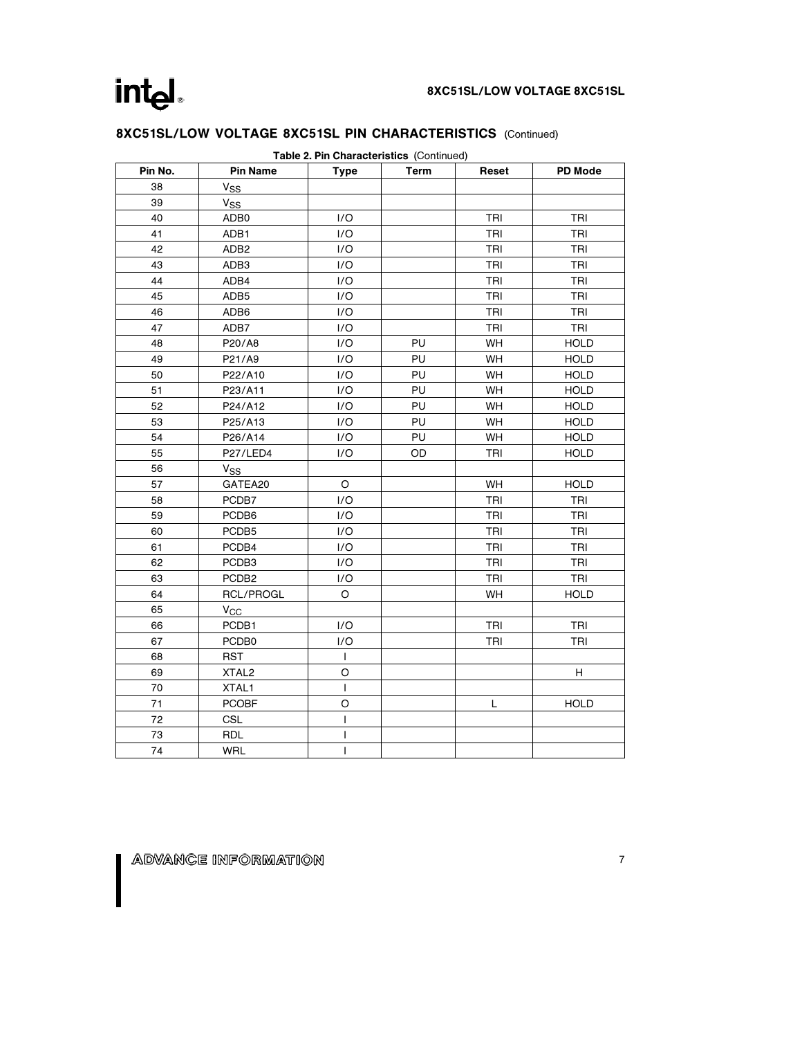## 8XC51SL/LOW VOLTAGE 8XC51SL PIN CHARACTERISTICS (Continued)

**Table 2. Pin Characteristics** (Continued)

| Pin No. | Pin Name | Type | Term | Reset | PD Mode |
|---|---|---|---|---|---|
| 38 | $V_{SS}$ | | | | |
| 39 | $V_{SS}$ | | | | |
| 40 | ADB0 | I/O | | TRI | TRI |
| 41 | ADB1 | I/O | | TRI | TRI |
| 42 | ADB2 | I/O | | TRI | TRI |
| 43 | ADB3 | I/O | | TRI | TRI |
| 44 | ADB4 | I/O | | TRI | TRI |
| 45 | ADB5 | I/O | | TRI | TRI |
| 46 | ADB6 | I/O | | TRI | TRI |
| 47 | ADB7 | I/O | | TRI | TRI |
| 48 | P20/A8 | I/O | PU | WH | HOLD |
| 49 | P21/A9 | I/O | PU | WH | HOLD |
| 50 | P22/A10 | I/O | PU | WH | HOLD |
| 51 | P23/A11 | I/O | PU | WH | HOLD |
| 52 | P24/A12 | I/O | PU | WH | HOLD |
| 53 | P25/A13 | I/O | PU | WH | HOLD |
| 54 | P26/A14 | I/O | PU | WH | HOLD |
| 55 | P27/LED4 | I/O | OD | TRI | HOLD |
| 56 | $V_{SS}$ | | | | |
| 57 | GATEA20 | O | | WH | HOLD |
| 58 | PCDB7 | I/O | | TRI | TRI |
| 59 | PCDB6 | I/O | | TRI | TRI |
| 60 | PCDB5 | I/O | | TRI | TRI |
| 61 | PCDB4 | I/O | | TRI | TRI |
| 62 | PCDB3 | I/O | | TRI | TRI |
| 63 | PCDB2 | I/O | | TRI | TRI |
| 64 | RCL/PROGL | O | | WH | HOLD |
| 65 | $V_{CC}$ | | | | |
| 66 | PCDB1 | I/O | | TRI | TRI |
| 67 | PCDB0 | I/O | | TRI | TRI |
| 68 | RST | I | | | |
| 69 | XTAL2 | O | | | H |
| 70 | XTAL1 | I | | | |
| 71 | PCOBF | O | | L | HOLD |
| 72 | CSL | I | | | |
| 73 | RDL | I | | | |
| 74 | WRL | I | | | |

ADVANCE INFORMATION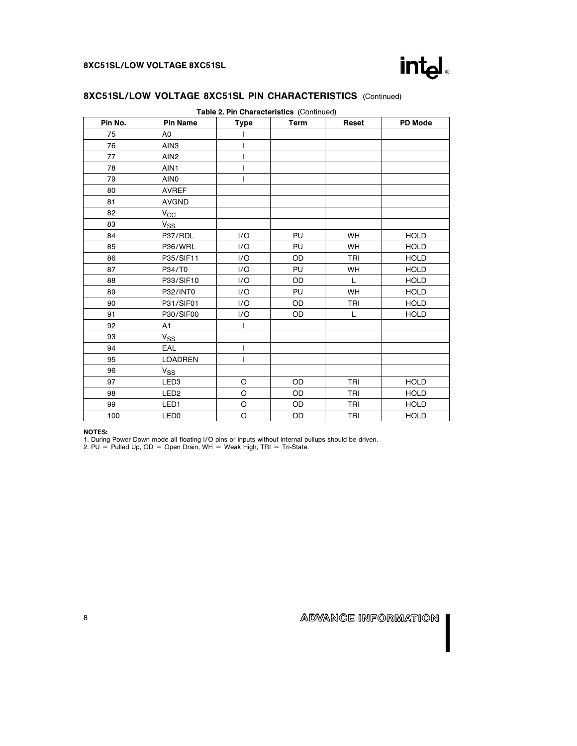## 8XC51SL/LOW VOLTAGE 8XC51SL PIN CHARACTERISTICS (Continued)

**Table 2. Pin Characteristics** (Continued)

| Pin No. | Pin Name | Type | Term | Reset | PD Mode |
|---|---|---|---|---|---|
| 75 | A0 | I | | | |
| 76 | AIN3 | I | | | |
| 77 | AIN2 | I | | | |
| 78 | AIN1 | I | | | |
| 79 | AIN0 | I | | | |
| 80 | AVREF | | | | |
| 81 | AVGND | | | | |
| 82 | $V_{CC}$ | | | | |
| 83 | $V_{SS}$ | | | | |
| 84 | P37/RDL | I/O | PU | WH | HOLD |
| 85 | P36/WRL | I/O | PU | WH | HOLD |
| 86 | P35/SIF11 | I/O | OD | TRI | HOLD |
| 87 | P34/T0 | I/O | PU | WH | HOLD |
| 88 | P33/SIF10 | I/O | OD | L | HOLD |
| 89 | P32/INT0 | I/O | PU | WH | HOLD |
| 90 | P31/SIF01 | I/O | OD | TRI | HOLD |
| 91 | P30/SIF00 | I/O | OD | L | HOLD |
| 92 | A1 | I | | | |
| 93 | $V_{SS}$ | | | | |
| 94 | EAL | I | | | |
| 95 | LOADREN | I | | | |
| 96 | $V_{SS}$ | | | | |
| 97 | LED3 | O | OD | TRI | HOLD |
| 98 | LED2 | O | OD | TRI | HOLD |
| 99 | LED1 | O | OD | TRI | HOLD |
| 100 | LED0 | O | OD | TRI | HOLD |

**NOTES:**

1. During Power Down mode all floating I/O pins or inputs without internal pullups should be driven.
2. PU = Pulled Up, OD = Open Drain, WH = Weak High, TRI = Tri-State.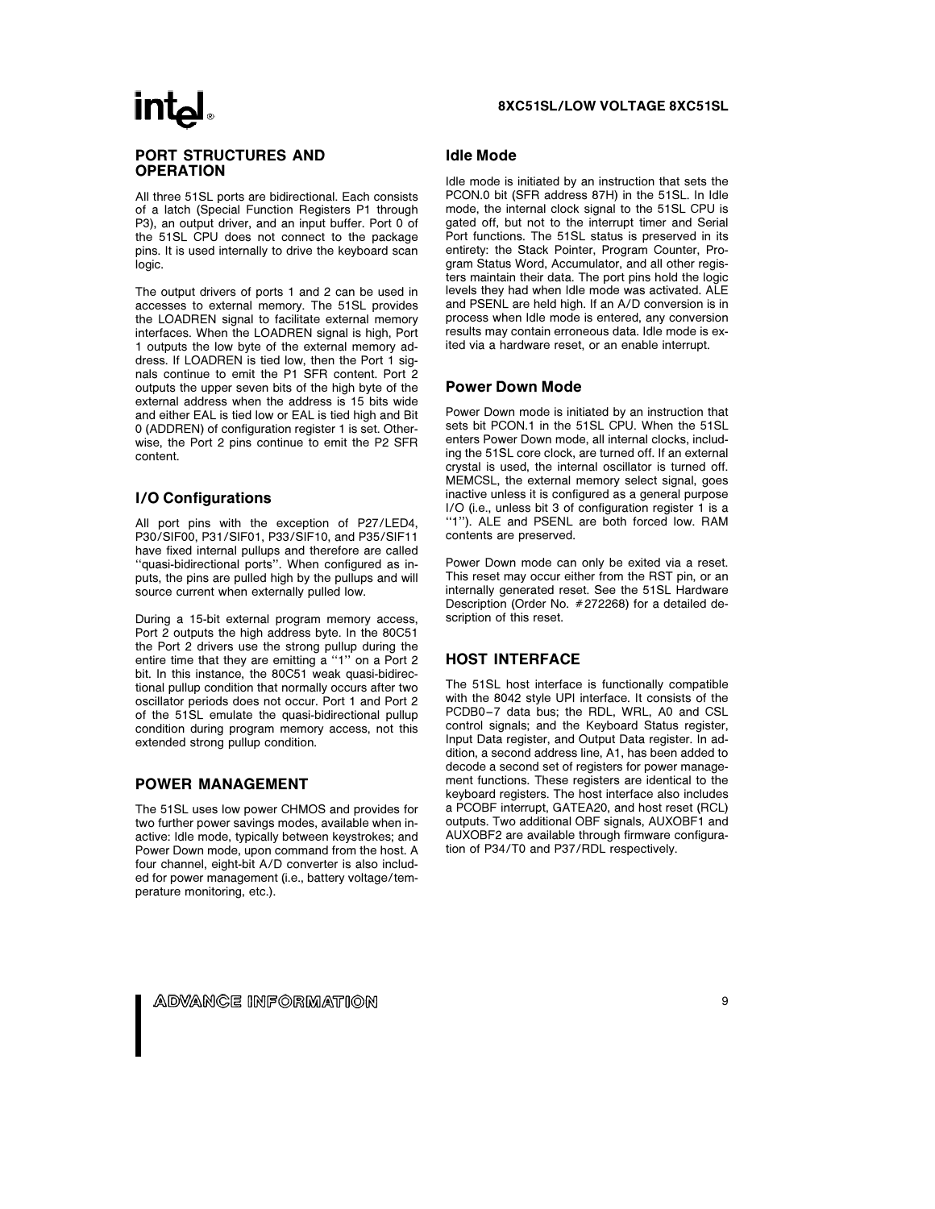## PORT STRUCTURES AND OPERATION

All three 51SL ports are bidirectional. Each consists of a latch (Special Function Registers P1 through P3), an output driver, and an input buffer. Port 0 of the 51SL CPU does not connect to the package pins. It is used internally to drive the keyboard scan logic.

The output drivers of ports 1 and 2 can be used in accesses to external memory. The 51SL provides the LOADREN signal to facilitate external memory interfaces. When the LOADREN signal is high, Port 1 outputs the low byte of the external memory address. If LOADREN is tied low, then the Port 1 signals continue to emit the P1 SFR content. Port 2 outputs the upper seven bits of the high byte of the external address when the address is 15 bits wide and either EAL is tied low or EAL is tied high and Bit 0 (ADDREN) of configuration register 1 is set. Otherwise, the Port 2 pins continue to emit the P2 SFR content.

### I/O Configurations

All port pins with the exception of P27/LED4, P30/SIF00, P31/SIF01, P33/SIF10, and P35/SIF11 have fixed internal pullups and therefore are called ''quasi-bidirectional ports''. When configured as inputs, the pins are pulled high by the pullups and will source current when externally pulled low.

During a 15-bit external program memory access, Port 2 outputs the high address byte. In the 80C51 the Port 2 drivers use the strong pullup during the entire time that they are emitting a ''1'' on a Port 2 bit. In this instance, the 80C51 weak quasi-bidirectional pullup condition that normally occurs after two oscillator periods does not occur. Port 1 and Port 2 of the 51SL emulate the quasi-bidirectional pullup condition during program memory access, not this extended strong pullup condition.

## POWER MANAGEMENT

The 51SL uses low power CHMOS and provides for two further power savings modes, available when inactive: Idle mode, typically between keystrokes; and Power Down mode, upon command from the host. A four channel, eight-bit A/D converter is also included for power management (i.e., battery voltage/temperature monitoring, etc.).

### Idle Mode

Idle mode is initiated by an instruction that sets the PCON.0 bit (SFR address 87H) in the 51SL. In Idle mode, the internal clock signal to the 51SL CPU is gated off, but not to the interrupt timer and Serial Port functions. The 51SL status is preserved in its entirety: the Stack Pointer, Program Counter, Program Status Word, Accumulator, and all other registers maintain their data. The port pins hold the logic levels they had when Idle mode was activated. ALE and PSENL are held high. If an A/D conversion is in process when Idle mode is entered, any conversion results may contain erroneous data. Idle mode is exited via a hardware reset, or an enable interrupt.

### Power Down Mode

Power Down mode is initiated by an instruction that sets bit PCON.1 in the 51SL CPU. When the 51SL enters Power Down mode, all internal clocks, including the 51SL core clock, are turned off. If an external crystal is used, the internal oscillator is turned off. MEMCSL, the external memory select signal, goes inactive unless it is configured as a general purpose I/O (i.e., unless bit 3 of configuration register 1 is a ''1''). ALE and PSENL are both forced low. RAM contents are preserved.

Power Down mode can only be exited via a reset. This reset may occur either from the RST pin, or an internally generated reset. See the 51SL Hardware Description (Order No. #272268) for a detailed description of this reset.

## HOST INTERFACE

The 51SL host interface is functionally compatible with the 8042 style UPI interface. It consists of the PCDB0–7 data bus; the RDL, WRL, A0 and CSL control signals; and the Keyboard Status register, Input Data register, and Output Data register. In addition, a second address line, A1, has been added to decode a second set of registers for power management functions. These registers are identical to the keyboard registers. The host interface also includes a PCOBF interrupt, GATEA20, and host reset (RCL) outputs. Two additional OBF signals, AUXOBF1 and AUXOBF2 are available through firmware configuration of P34/T0 and P37/RDL respectively.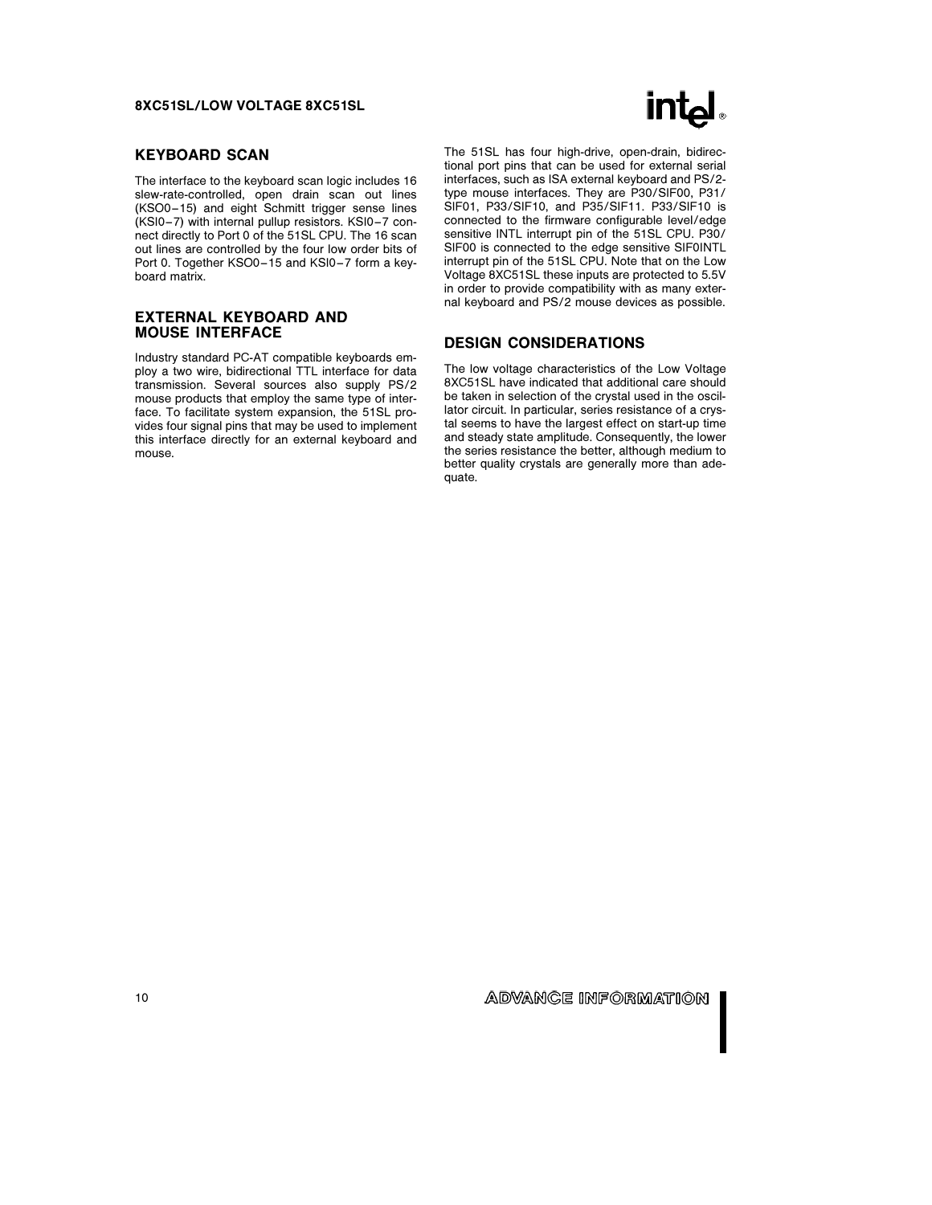## KEYBOARD SCAN

The interface to the keyboard scan logic includes 16 slew-rate-controlled, open drain scan out lines (KSO0–15) and eight Schmitt trigger sense lines (KSI0–7) with internal pullup resistors. KSI0–7 connect directly to Port 0 of the 51SL CPU. The 16 scan out lines are controlled by the four low order bits of Port 0. Together KSO0–15 and KSI0–7 form a keyboard matrix.

## EXTERNAL KEYBOARD AND MOUSE INTERFACE

Industry standard PC-AT compatible keyboards employ a two wire, bidirectional TTL interface for data transmission. Several sources also supply PS/2 mouse products that employ the same type of interface. To facilitate system expansion, the 51SL provides four signal pins that may be used to implement this interface directly for an external keyboard and mouse.

The 51SL has four high-drive, open-drain, bidirectional port pins that can be used for external serial interfaces, such as ISA external keyboard and PS/2-type mouse interfaces. They are P30/SIF00, P31/SIF01, P33/SIF10, and P35/SIF11. P33/SIF10 is connected to the firmware configurable level/edge sensitive INTL interrupt pin of the 51SL CPU. P30/SIF00 is connected to the edge sensitive SIF0INTL interrupt pin of the 51SL CPU. Note that on the Low Voltage 8XC51SL these inputs are protected to 5.5V in order to provide compatibility with as many external keyboard and PS/2 mouse devices as possible.

## DESIGN CONSIDERATIONS

The low voltage characteristics of the Low Voltage 8XC51SL have indicated that additional care should be taken in selection of the crystal used in the oscillator circuit. In particular, series resistance of a crystal seems to have the largest effect on start-up time and steady state amplitude. Consequently, the lower the series resistance the better, although medium to better quality crystals are generally more than adequate.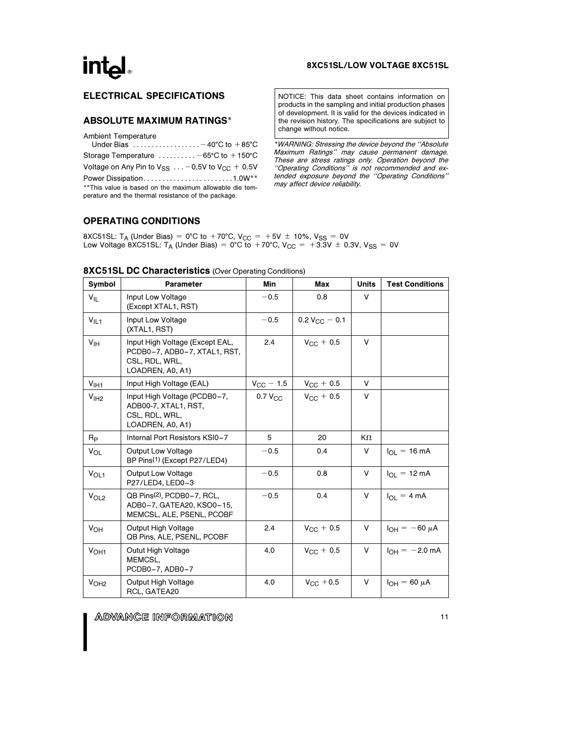## ELECTRICAL SPECIFICATIONS

### ABSOLUTE MAXIMUM RATINGS*

Ambient Temperature
Under Bias .................. −40°C to +85°C

Storage Temperature .......... −65°C to +150°C

Voltage on Any Pin to $V_{SS}$ ... −0.5V to $V_{CC}$ + 0.5V

Power Dissipation........................1.0W**

**This value is based on the maximum allowable die temperature and the thermal resistance of the package.

NOTICE: This data sheet contains information on products in the sampling and initial production phases of development. It is valid for the devices indicated in the revision history. The specifications are subject to change without notice.

*\*WARNING: Stressing the device beyond the "Absolute Maximum Ratings" may cause permanent damage. These are stress ratings only. Operation beyond the "Operating Conditions" is not recommended and extended exposure beyond the "Operating Conditions" may affect device reliability.*

### OPERATING CONDITIONS

8XC51SL: $T_A$ (Under Bias) = 0°C to +70°C, $V_{CC}$ = +5V ± 10%, $V_{SS}$ = 0V
Low Voltage 8XC51SL: $T_A$ (Under Bias) = 0°C to +70°C, $V_{CC}$ = +3.3V ± 0.3V, $V_{SS}$ = 0V

### 8XC51SL DC Characteristics (Over Operating Conditions)

| Symbol | Parameter | Min | Max | Units | Test Conditions |
|---|---|---|---|---|---|
| $V_{IL}$ | Input Low Voltage (Except XTAL1, RST) | −0.5 | 0.8 | V | |
| $V_{IL1}$ | Input Low Voltage (XTAL1, RST) | −0.5 | 0.2 $V_{CC}$ − 0.1 | | |
| $V_{IH}$ | Input High Voltage (Except EAL, PCDB0−7, ADB0−7, XTAL1, RST, CSL, RDL, WRL, LOADREN, A0, A1) | 2.4 | $V_{CC}$ + 0.5 | V | |
| $V_{IH1}$ | Input High Voltage (EAL) | $V_{CC}$ − 1.5 | $V_{CC}$ + 0.5 | V | |
| $V_{IH2}$ | Input High Voltage (PCDB0−7, ADB00-7, XTAL1, RST, CSL, RDL, WRL, LOADREN, A0, A1) | 0.7 $V_{CC}$ | $V_{CC}$ + 0.5 | V | |
| $R_P$ | Internal Port Resistors KSI0−7 | 5 | 20 | KΩ | |
| $V_{OL}$ | Output Low Voltage BP Pins[(1)] (Except P27/LED4) | −0.5 | 0.4 | V | $I_{OL}$ = 16 mA |
| $V_{OL1}$ | Output Low Voltage P27/LED4, LED0−3 | −0.5 | 0.8 | V | $I_{OL}$ = 12 mA |
| $V_{OL2}$ | QB Pins[(2)], PCDB0−7, RCL, ADB0−7, GATEA20, KSO0−15, MEMCSL, ALE, PSENL, PCOBF | −0.5 | 0.4 | V | $I_{OL}$ = 4 mA |
| $V_{OH}$ | Output High Voltage QB Pins, ALE, PSENL, PCOBF | 2.4 | $V_{CC}$ + 0.5 | V | $I_{OH}$ = −60 μA |
| $V_{OH1}$ | Outut High Voltage MEMCSL, PCDB0−7, ADB0−7 | 4.0 | $V_{CC}$ + 0.5 | V | $I_{OH}$ = −2.0 mA |
| $V_{OH2}$ | Output High Voltage RCL, GATEA20 | 4.0 | $V_{CC}$ +0.5 | V | $I_{OH}$ = 60 μA |

ADVANCE INFORMATION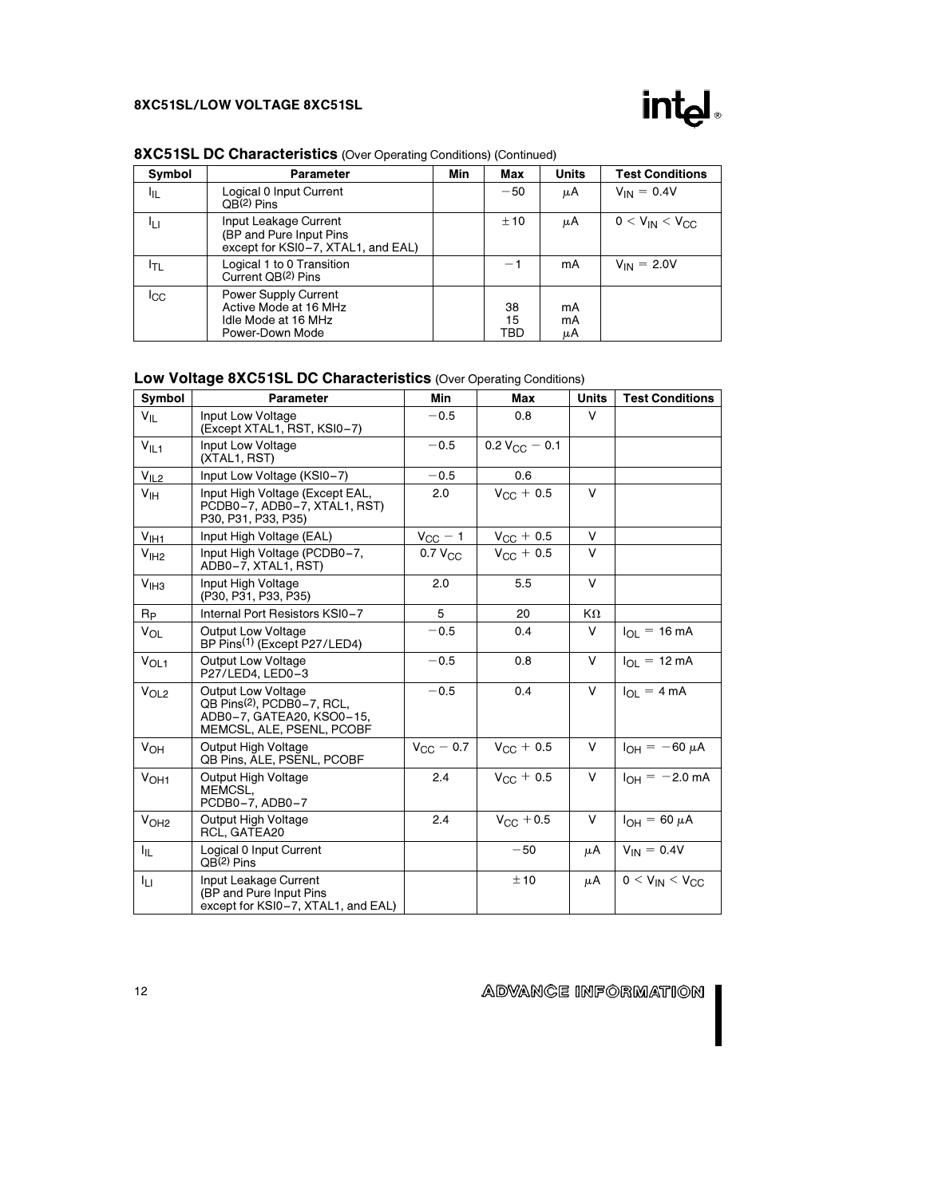## 8XC51SL DC Characteristics (Over Operating Conditions) (Continued)

| Symbol | Parameter | Min | Max | Units | Test Conditions |
|---|---|---|---|---|---|
| $I_{IL}$ | Logical 0 Input Current QB(2) Pins | | −50 | μA | $V_{IN} = 0.4V$ |
| $I_{LI}$ | Input Leakage Current (BP and Pure Input Pins except for KSI0–7, XTAL1, and EAL) | | ±10 | μA | $0 < V_{IN} < V_{CC}$ |
| $I_{TL}$ | Logical 1 to 0 Transition Current QB(2) Pins | | −1 | mA | $V_{IN} = 2.0V$ |
| $I_{CC}$ | Power Supply Current<br>Active Mode at 16 MHz<br>Idle Mode at 16 MHz<br>Power-Down Mode | | <br>38<br>15<br>TBD | <br>mA<br>mA<br>μA | |

## Low Voltage 8XC51SL DC Characteristics (Over Operating Conditions)

| Symbol | Parameter | Min | Max | Units | Test Conditions |
|---|---|---|---|---|---|
| $V_{IL}$ | Input Low Voltage (Except XTAL1, RST, KSI0–7) | −0.5 | 0.8 | V | |
| $V_{IL1}$ | Input Low Voltage (XTAL1, RST) | −0.5 | $0.2 V_{CC} - 0.1$ | | |
| $V_{IL2}$ | Input Low Voltage (KSI0–7) | −0.5 | 0.6 | | |
| $V_{IH}$ | Input High Voltage (Except EAL, PCDB0–7, ADB0–7, XTAL1, RST) P30, P31, P33, P35) | 2.0 | $V_{CC} + 0.5$ | V | |
| $V_{IH1}$ | Input High Voltage (EAL) | $V_{CC} - 1$ | $V_{CC} + 0.5$ | V | |
| $V_{IH2}$ | Input High Voltage (PCDB0–7, ADB0–7, XTAL1, RST) | $0.7 V_{CC}$ | $V_{CC} + 0.5$ | V | |
| $V_{IH3}$ | Input High Voltage (P30, P31, P33, P35) | 2.0 | 5.5 | V | |
| $R_P$ | Internal Port Resistors KSI0–7 | 5 | 20 | KΩ | |
| $V_{OL}$ | Output Low Voltage BP Pins(1) (Except P27/LED4) | −0.5 | 0.4 | V | $I_{OL} = 16$ mA |
| $V_{OL1}$ | Output Low Voltage P27/LED4, LED0–3 | −0.5 | 0.8 | V | $I_{OL} = 12$ mA |
| $V_{OL2}$ | Output Low Voltage QB Pins(2), PCDB0–7, RCL, ADB0–7, GATEA20, KSO0–15, MEMCSL, ALE, PSENL, PCOBF | −0.5 | 0.4 | V | $I_{OL} = 4$ mA |
| $V_{OH}$ | Output High Voltage QB Pins, ALE, PSENL, PCOBF | $V_{CC} - 0.7$ | $V_{CC} + 0.5$ | V | $I_{OH} = -60$ μA |
| $V_{OH1}$ | Output High Voltage MEMCSL, PCDB0–7, ADB0–7 | 2.4 | $V_{CC} + 0.5$ | V | $I_{OH} = -2.0$ mA |
| $V_{OH2}$ | Output High Voltage RCL, GATEA20 | 2.4 | $V_{CC} + 0.5$ | V | $I_{OH} = 60$ μA |
| $I_{IL}$ | Logical 0 Input Current QB(2) Pins | | −50 | μA | $V_{IN} = 0.4V$ |
| $I_{LI}$ | Input Leakage Current (BP and Pure Input Pins except for KSI0–7, XTAL1, and EAL) | | ±10 | μA | $0 < V_{IN} < V_{CC}$ |

ADVANCE INFORMATION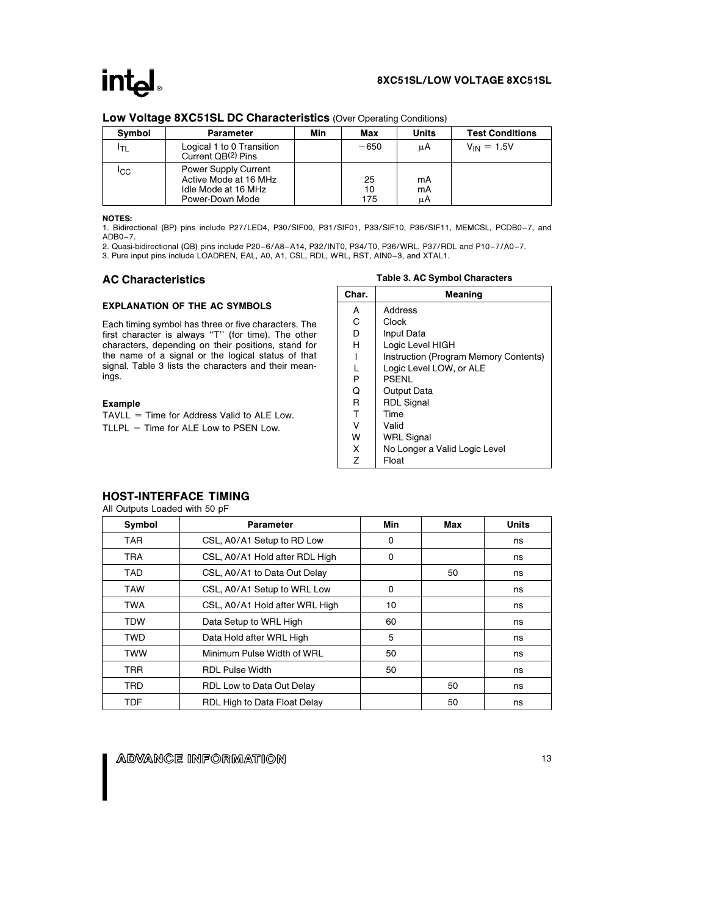## Low Voltage 8XC51SL DC Characteristics (Over Operating Conditions)

| Symbol | Parameter | Min | Max | Units | Test Conditions |
|---|---|---|---|---|---|
| $I_{TL}$ | Logical 1 to 0 Transition Current QB[2] Pins | | −650 | μA | $V_{IN} = 1.5V$ |
| $I_{CC}$ | Power Supply Current<br>Active Mode at 16 MHz<br>Idle Mode at 16 MHz<br>Power-Down Mode | | <br>25<br>10<br>175 | <br>mA<br>mA<br>μA | |

**NOTES:**
1. Bidirectional (BP) pins include P27/LED4, P30/SIF00, P31/SIF01, P33/SIF10, P36/SIF11, MEMCSL, PCDB0–7, and ADB0–7.
2. Quasi-bidirectional (QB) pins include P20–6/A8–A14, P32/INT0, P34/T0, P36/WRL, P37/RDL and P10–7/A0–7.
3. Pure input pins include LOADREN, EAL, A0, A1, CSL, RDL, WRL, RST, AIN0–3, and XTAL1.

## AC Characteristics

### EXPLANATION OF THE AC SYMBOLS

Each timing symbol has three or five characters. The first character is always "T" (for time). The other characters, depending on their positions, stand for the name of a signal or the logical status of that signal. Table 3 lists the characters and their meanings.

**Example**

TAVLL = Time for Address Valid to ALE Low.
TLLPL = Time for ALE Low to PSEN Low.

**Table 3. AC Symbol Characters**

| Char. | Meaning |
|---|---|
| A | Address |
| C | Clock |
| D | Input Data |
| H | Logic Level HIGH |
| I | Instruction (Program Memory Contents) |
| L | Logic Level LOW, or ALE |
| P | PSENL |
| Q | Output Data |
| R | RDL Signal |
| T | Time |
| V | Valid |
| W | WRL Signal |
| X | No Longer a Valid Logic Level |
| Z | Float |

## HOST-INTERFACE TIMING

All Outputs Loaded with 50 pF

| Symbol | Parameter | Min | Max | Units |
|---|---|---|---|---|
| TAR | CSL, A0/A1 Setup to RD Low | 0 | | ns |
| TRA | CSL, A0/A1 Hold after RDL High | 0 | | ns |
| TAD | CSL, A0/A1 to Data Out Delay | | 50 | ns |
| TAW | CSL, A0/A1 Setup to WRL Low | 0 | | ns |
| TWA | CSL, A0/A1 Hold after WRL High | 10 | | ns |
| TDW | Data Setup to WRL High | 60 | | ns |
| TWD | Data Hold after WRL High | 5 | | ns |
| TWW | Minimum Pulse Width of WRL | 50 | | ns |
| TRR | RDL Pulse Width | 50 | | ns |
| TRD | RDL Low to Data Out Delay | | 50 | ns |
| TDF | RDL High to Data Float Delay | | 50 | ns |

ADVANCE INFORMATION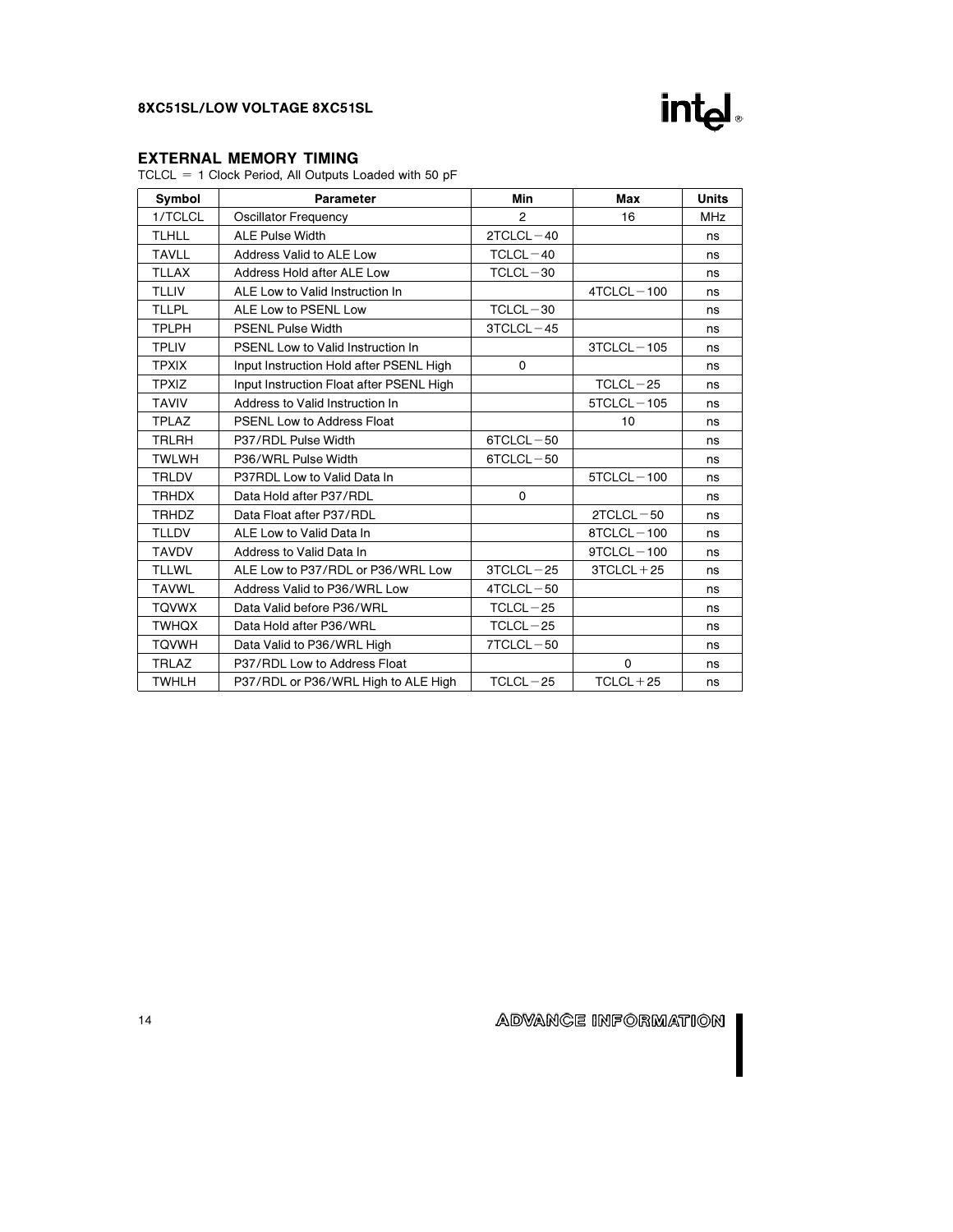## EXTERNAL MEMORY TIMING

TCLCL = 1 Clock Period, All Outputs Loaded with 50 pF

| Symbol | Parameter | Min | Max | Units |
|---|---|---|---|---|
| 1/TCLCL | Oscillator Frequency | 2 | 16 | MHz |
| TLHLL | ALE Pulse Width | 2TCLCL−40 | | ns |
| TAVLL | Address Valid to ALE Low | TCLCL−40 | | ns |
| TLLAX | Address Hold after ALE Low | TCLCL−30 | | ns |
| TLLIV | ALE Low to Valid Instruction In | | 4TCLCL−100 | ns |
| TLLPL | ALE Low to PSENL Low | TCLCL−30 | | ns |
| TPLPH | PSENL Pulse Width | 3TCLCL−45 | | ns |
| TPLIV | PSENL Low to Valid Instruction In | | 3TCLCL−105 | ns |
| TPXIX | Input Instruction Hold after PSENL High | 0 | | ns |
| TPXIZ | Input Instruction Float after PSENL High | | TCLCL−25 | ns |
| TAVIV | Address to Valid Instruction In | | 5TCLCL−105 | ns |
| TPLAZ | PSENL Low to Address Float | | 10 | ns |
| TRLRH | P37/RDL Pulse Width | 6TCLCL−50 | | ns |
| TWLWH | P36/WRL Pulse Width | 6TCLCL−50 | | ns |
| TRLDV | P37RDL Low to Valid Data In | | 5TCLCL−100 | ns |
| TRHDX | Data Hold after P37/RDL | 0 | | ns |
| TRHDZ | Data Float after P37/RDL | | 2TCLCL−50 | ns |
| TLLDV | ALE Low to Valid Data In | | 8TCLCL−100 | ns |
| TAVDV | Address to Valid Data In | | 9TCLCL−100 | ns |
| TLLWL | ALE Low to P37/RDL or P36/WRL Low | 3TCLCL−25 | 3TCLCL+25 | ns |
| TAVWL | Address Valid to P36/WRL Low | 4TCLCL−50 | | ns |
| TQVWX | Data Valid before P36/WRL | TCLCL−25 | | ns |
| TWHQX | Data Hold after P36/WRL | TCLCL−25 | | ns |
| TQVWH | Data Valid to P36/WRL High | 7TCLCL−50 | | ns |
| TRLAZ | P37/RDL Low to Address Float | | 0 | ns |
| TWHLH | P37/RDL or P36/WRL High to ALE High | TCLCL−25 | TCLCL+25 | ns |

ADVANCE INFORMATION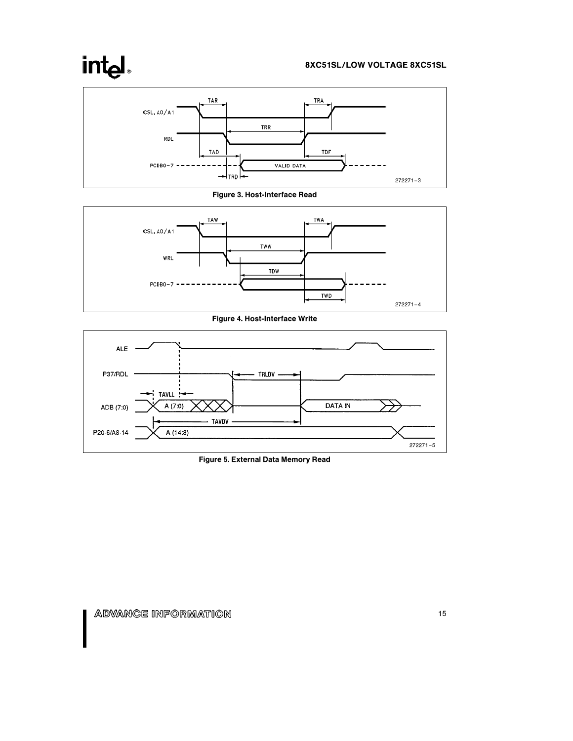CSL, A0/A1

TAR

TRA

RDL

TRR

TAD

TDF

PCDB0–7

VALID DATA

TRD

272271–3

**Figure 3. Host-Interface Read**

CSL, A0/A1

TAW

TWA

WRL

TWW

TDW

PCDB0–7

TWD

272271–4

**Figure 4. Host-Interface Write**

ALE

P37/RDL

TRLDV

TAVLL

ADB (7:0)

A (7:0)

DATA IN

TAVDV

P20-6/A8-14

A (14:8)

272271–5

**Figure 5. External Data Memory Read**

ADVANCE INFORMATION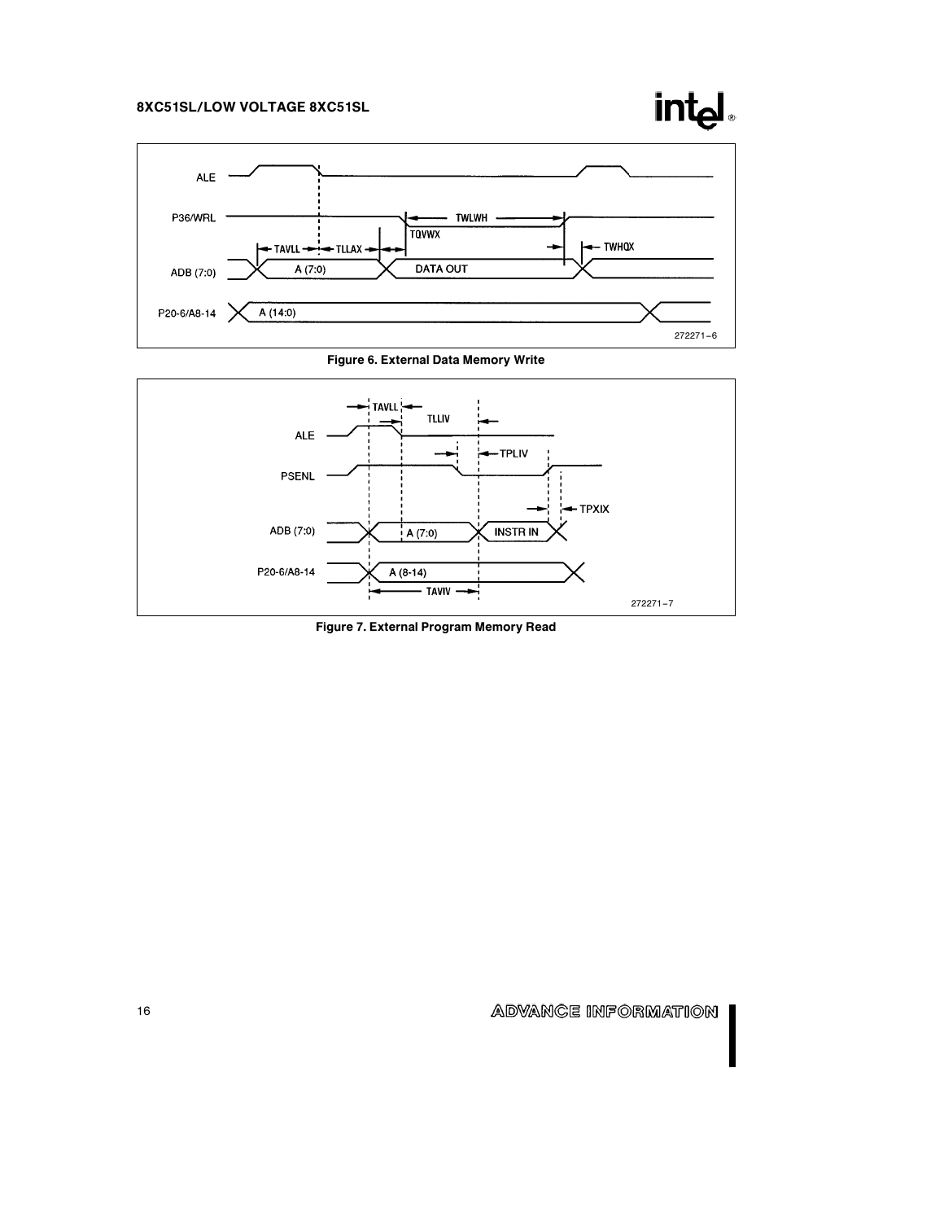Figure 6. External Data Memory Write

Figure 7. External Program Memory Read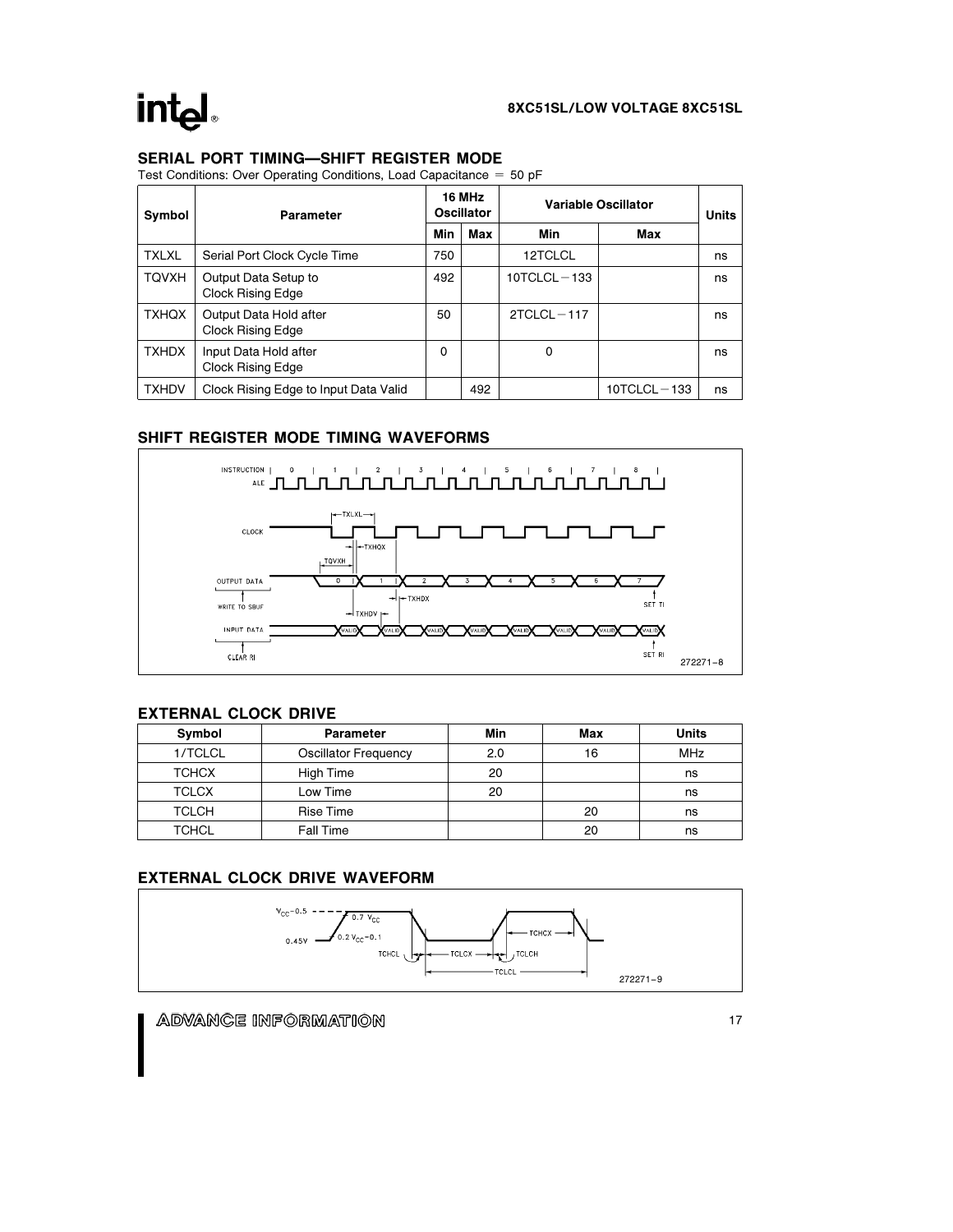## SERIAL PORT TIMING—SHIFT REGISTER MODE

Test Conditions: Over Operating Conditions, Load Capacitance = 50 pF

| Symbol | Parameter | 16 MHz Oscillator | | Variable Oscillator | | Units |
|---|---|---|---|---|---|---|
| | | Min | Max | Min | Max | |
| TXLXL | Serial Port Clock Cycle Time | 750 | | 12TCLCL | | ns |
| TQVXH | Output Data Setup to Clock Rising Edge | 492 | | 10TCLCL − 133 | | ns |
| TXHQX | Output Data Hold after Clock Rising Edge | 50 | | 2TCLCL − 117 | | ns |
| TXHDX | Input Data Hold after Clock Rising Edge | 0 | | 0 | | ns |
| TXHDV | Clock Rising Edge to Input Data Valid | | 492 | | 10TCLCL − 133 | ns |

## SHIFT REGISTER MODE TIMING WAVEFORMS

272271–8

## EXTERNAL CLOCK DRIVE

| Symbol | Parameter | Min | Max | Units |
|---|---|---|---|---|
| 1/TCLCL | Oscillator Frequency | 2.0 | 16 | MHz |
| TCHCX | High Time | 20 | | ns |
| TCLCX | Low Time | 20 | | ns |
| TCLCH | Rise Time | | 20 | ns |
| TCHCL | Fall Time | | 20 | ns |

## EXTERNAL CLOCK DRIVE WAVEFORM

272271–9

ADVANCE INFORMATION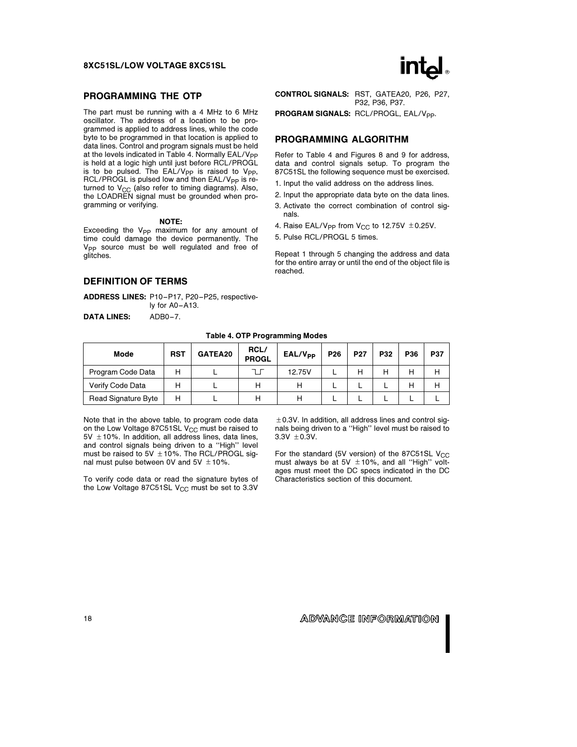## PROGRAMMING THE OTP

The part must be running with a 4 MHz to 6 MHz oscillator. The address of a location to be programmed is applied to address lines, while the code byte to be programmed in that location is applied to data lines. Control and program signals must be held at the levels indicated in Table 4. Normally EAL/$V_{PP}$ is held at a logic high until just before RCL/PROGL is to be pulsed. The EAL/$V_{PP}$ is raised to $V_{PP}$, RCL/PROGL is pulsed low and then EAL/$V_{PP}$ is returned to $V_{CC}$ (also refer to timing diagrams). Also, the LOADREN signal must be grounded when programming or verifying.

**NOTE:**
Exceeding the $V_{PP}$ maximum for any amount of time could damage the device permanently. The $V_{PP}$ source must be well regulated and free of glitches.

## DEFINITION OF TERMS

**ADDRESS LINES:** P10–P17, P20–P25, respectively for A0–A13.

**DATA LINES:** ADB0–7.

**CONTROL SIGNALS:** RST, GATEA20, P26, P27, P32, P36, P37.

**PROGRAM SIGNALS:** RCL/PROGL, EAL/$V_{PP}$.

## PROGRAMMING ALGORITHM

Refer to Table 4 and Figures 8 and 9 for address, data and control signals setup. To program the 87C51SL the following sequence must be exercised.

1. Input the valid address on the address lines.
2. Input the appropriate data byte on the data lines.
3. Activate the correct combination of control signals.
4. Raise EAL/$V_{PP}$ from $V_{CC}$ to 12.75V ±0.25V.
5. Pulse RCL/PROGL 5 times.

Repeat 1 through 5 changing the address and data for the entire array or until the end of the object file is reached.

**Table 4. OTP Programming Modes**

| Mode | RST | GATEA20 | RCL/PROGL | EAL/$V_{PP}$ | P26 | P27 | P32 | P36 | P37 |
|---|---|---|---|---|---|---|---|---|---|
| Program Code Data | H | L | ⊔ | 12.75V | L | H | H | H | H |
| Verify Code Data | H | L | H | H | L | L | L | H | H |
| Read Signature Byte | H | L | H | H | L | L | L | L | L |

Note that in the above table, to program code data on the Low Voltage 87C51SL $V_{CC}$ must be raised to 5V ±10%. In addition, all address lines, data lines, and control signals being driven to a "High" level must be raised to 5V ±10%. The RCL/PROGL signal must pulse between 0V and 5V ±10%.

To verify code data or read the signature bytes of the Low Voltage 87C51SL $V_{CC}$ must be set to 3.3V ±0.3V. In addition, all address lines and control signals being driven to a "High" level must be raised to 3.3V ±0.3V.

For the standard (5V version) of the 87C51SL $V_{CC}$ must always be at 5V ±10%, and all "High" voltages must meet the DC specs indicated in the DC Characteristics section of this document.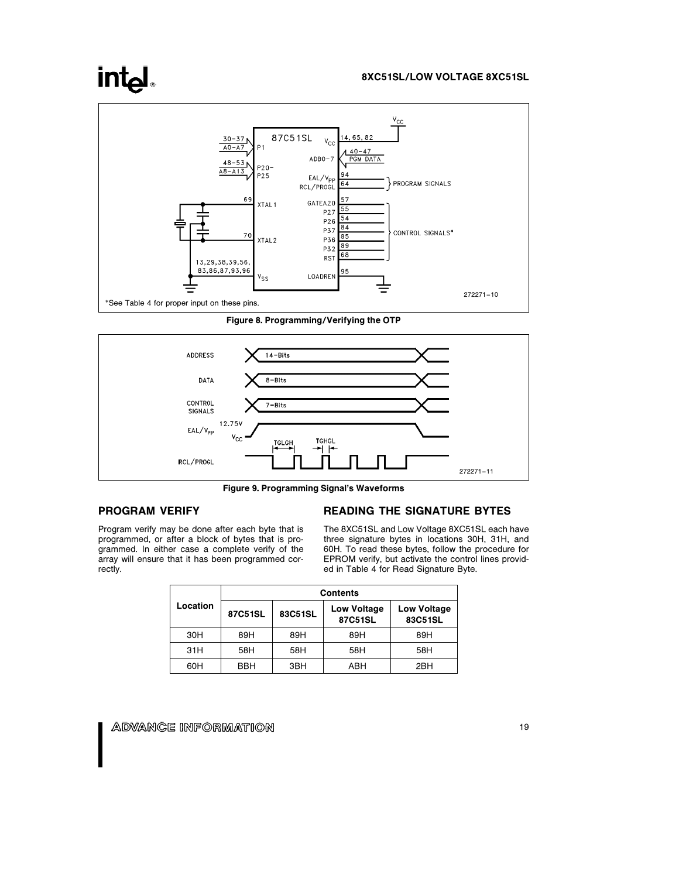*See Table 4 for proper input on these pins.

**Figure 8. Programming/Verifying the OTP**

**Figure 9. Programming Signal's Waveforms**

## PROGRAM VERIFY

Program verify may be done after each byte that is programmed, or after a block of bytes that is programmed. In either case a complete verify of the array will ensure that it has been programmed correctly.

## READING THE SIGNATURE BYTES

The 8XC51SL and Low Voltage 8XC51SL each have three signature bytes in locations 30H, 31H, and 60H. To read these bytes, follow the procedure for EPROM verify, but activate the control lines provided in Table 4 for Read Signature Byte.

| Location | Contents | | | |
|---|---|---|---|---|
| | 87C51SL | 83C51SL | Low Voltage 87C51SL | Low Voltage 83C51SL |
| 30H | 89H | 89H | 89H | 89H |
| 31H | 58H | 58H | 58H | 58H |
| 60H | BBH | 3BH | ABH | 2BH |

ADVANCE INFORMATION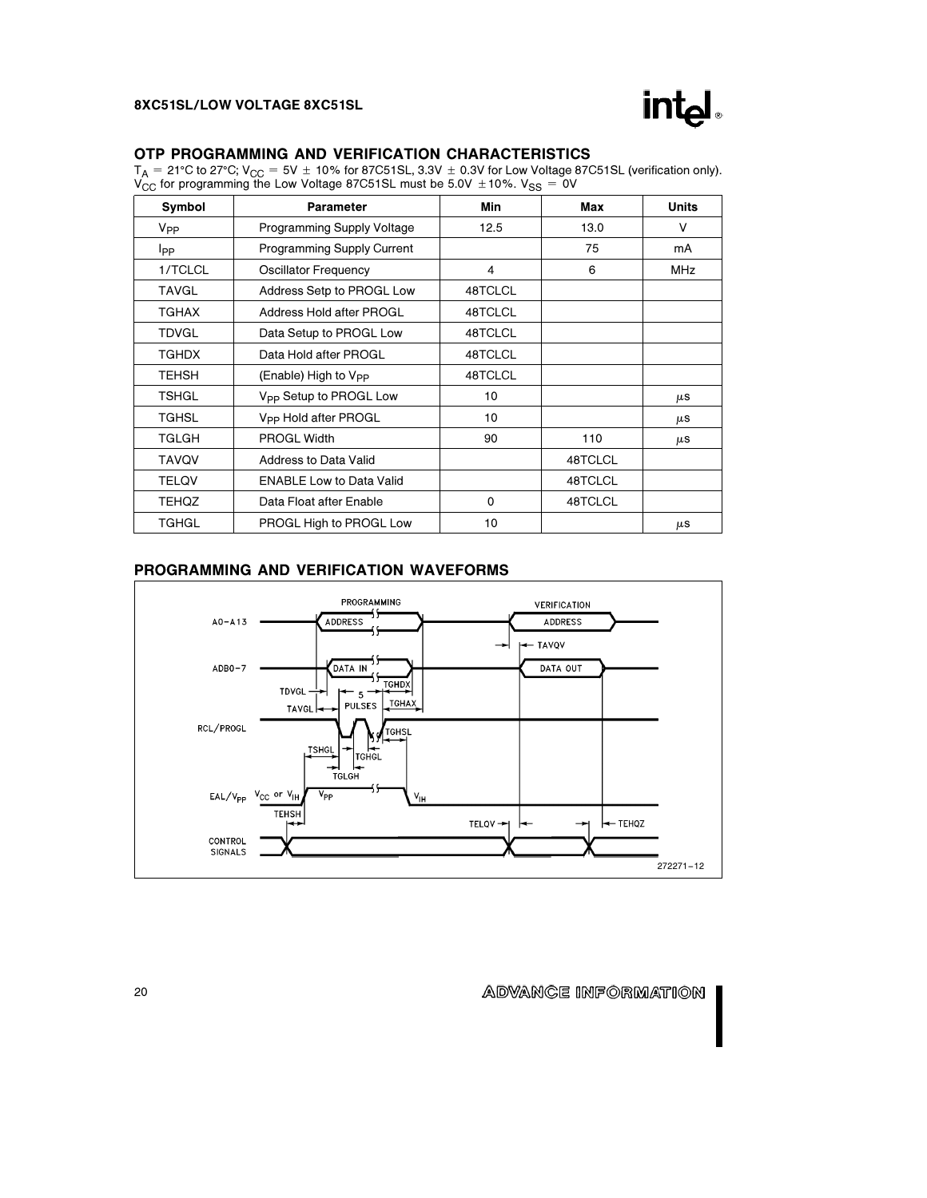## OTP PROGRAMMING AND VERIFICATION CHARACTERISTICS

$T_A$ = 21°C to 27°C; $V_{CC}$ = 5V ± 10% for 87C51SL, 3.3V ± 0.3V for Low Voltage 87C51SL (verification only). $V_{CC}$ for programming the Low Voltage 87C51SL must be 5.0V ±10%. $V_{SS}$ = 0V

| Symbol | Parameter | Min | Max | Units |
|---|---|---|---|---|
| $V_{PP}$ | Programming Supply Voltage | 12.5 | 13.0 | V |
| $I_{PP}$ | Programming Supply Current | | 75 | mA |
| 1/TCLCL | Oscillator Frequency | 4 | 6 | MHz |
| TAVGL | Address Setp to PROGL Low | 48TCLCL | | |
| TGHAX | Address Hold after PROGL | 48TCLCL | | |
| TDVGL | Data Setup to PROGL Low | 48TCLCL | | |
| TGHDX | Data Hold after PROGL | 48TCLCL | | |
| TEHSH | (Enable) High to $V_{PP}$ | 48TCLCL | | |
| TSHGL | $V_{PP}$ Setup to PROGL Low | 10 | | μs |
| TGHSL | $V_{PP}$ Hold after PROGL | 10 | | μs |
| TGLGH | PROGL Width | 90 | 110 | μs |
| TAVQV | Address to Data Valid | | 48TCLCL | |
| TELQV | ENABLE Low to Data Valid | | 48TCLCL | |
| TEHQZ | Data Float after Enable | 0 | 48TCLCL | |
| TGHGL | PROGL High to PROGL Low | 10 | | μs |

## PROGRAMMING AND VERIFICATION WAVEFORMS

272271-12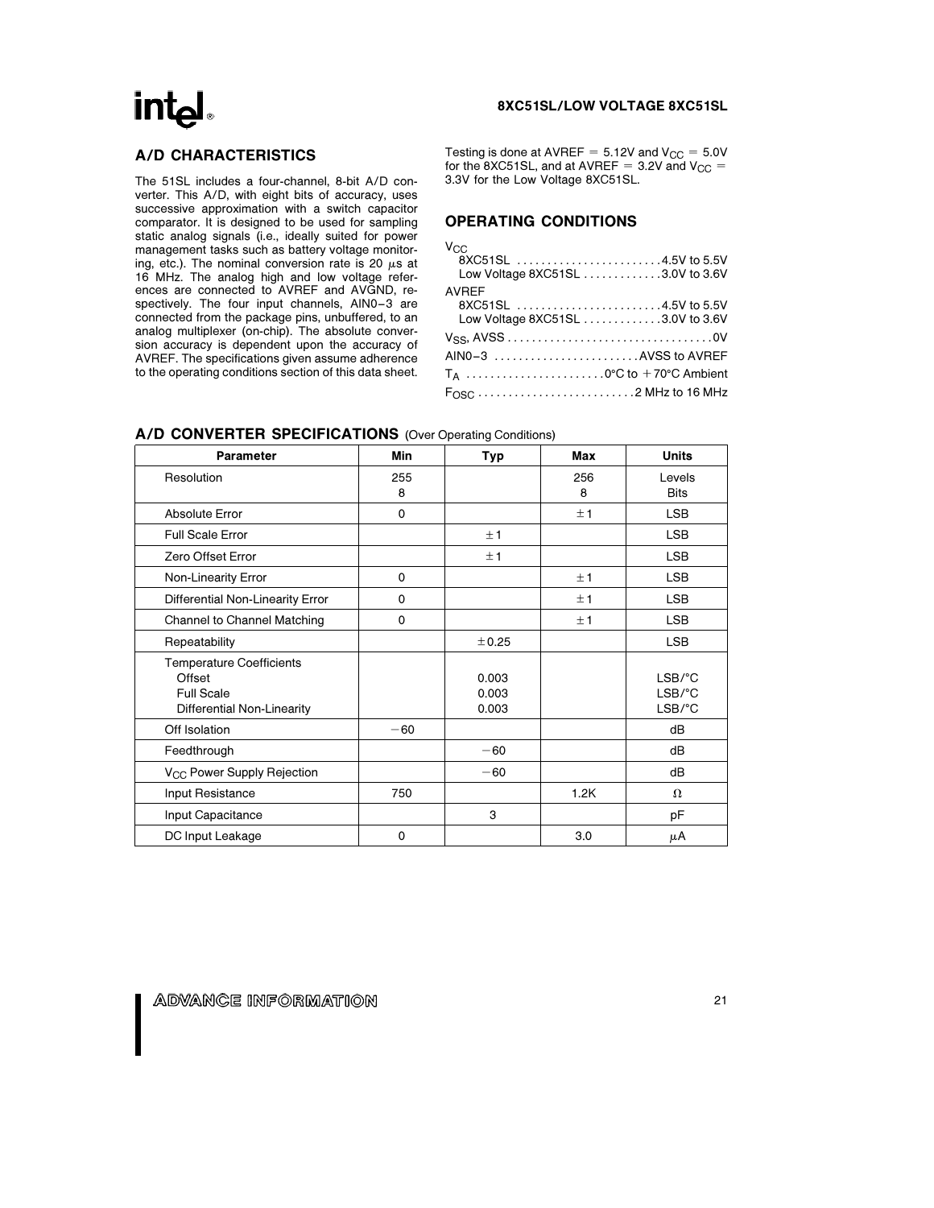## A/D CHARACTERISTICS

The 51SL includes a four-channel, 8-bit A/D converter. This A/D, with eight bits of accuracy, uses successive approximation with a switch capacitor comparator. It is designed to be used for sampling static analog signals (i.e., ideally suited for power management tasks such as battery voltage monitoring, etc.). The nominal conversion rate is 20 μs at 16 MHz. The analog high and low voltage references are connected to AVREF and AVGND, respectively. The four input channels, AIN0–3 are connected from the package pins, unbuffered, to an analog multiplexer (on-chip). The absolute conversion accuracy is dependent upon the accuracy of AVREF. The specifications given assume adherence to the operating conditions section of this data sheet.

Testing is done at AVREF = 5.12V and $V_{CC}$ = 5.0V for the 8XC51SL, and at AVREF = 3.2V and $V_{CC}$ = 3.3V for the Low Voltage 8XC51SL.

## OPERATING CONDITIONS

$V_{CC}$
- 8XC51SL ........................ 4.5V to 5.5V
- Low Voltage 8XC51SL ............. 3.0V to 3.6V

AVREF
- 8XC51SL ........................ 4.5V to 5.5V
- Low Voltage 8XC51SL ............. 3.0V to 3.6V

$V_{SS}$, AVSS .................................. 0V

AIN0–3 ........................ AVSS to AVREF

$T_A$ ....................... 0°C to +70°C Ambient

$F_{OSC}$ .......................... 2 MHz to 16 MHz

## A/D CONVERTER SPECIFICATIONS (Over Operating Conditions)

| Parameter | Min | Typ | Max | Units |
|---|---|---|---|---|
| Resolution | 255<br>8 | | 256<br>8 | Levels<br>Bits |
| Absolute Error | 0 | | ±1 | LSB |
| Full Scale Error | | ±1 | | LSB |
| Zero Offset Error | | ±1 | | LSB |
| Non-Linearity Error | 0 | | ±1 | LSB |
| Differential Non-Linearity Error | 0 | | ±1 | LSB |
| Channel to Channel Matching | 0 | | ±1 | LSB |
| Repeatability | | ±0.25 | | LSB |
| Temperature Coefficients<br>Offset<br>Full Scale<br>Differential Non-Linearity | | <br>0.003<br>0.003<br>0.003 | | <br>LSB/°C<br>LSB/°C<br>LSB/°C |
| Off Isolation | −60 | | | dB |
| Feedthrough | | −60 | | dB |
| $V_{CC}$ Power Supply Rejection | | −60 | | dB |
| Input Resistance | 750 | | 1.2K | Ω |
| Input Capacitance | | 3 | | pF |
| DC Input Leakage | 0 | | 3.0 | μA |

ADVANCE INFORMATION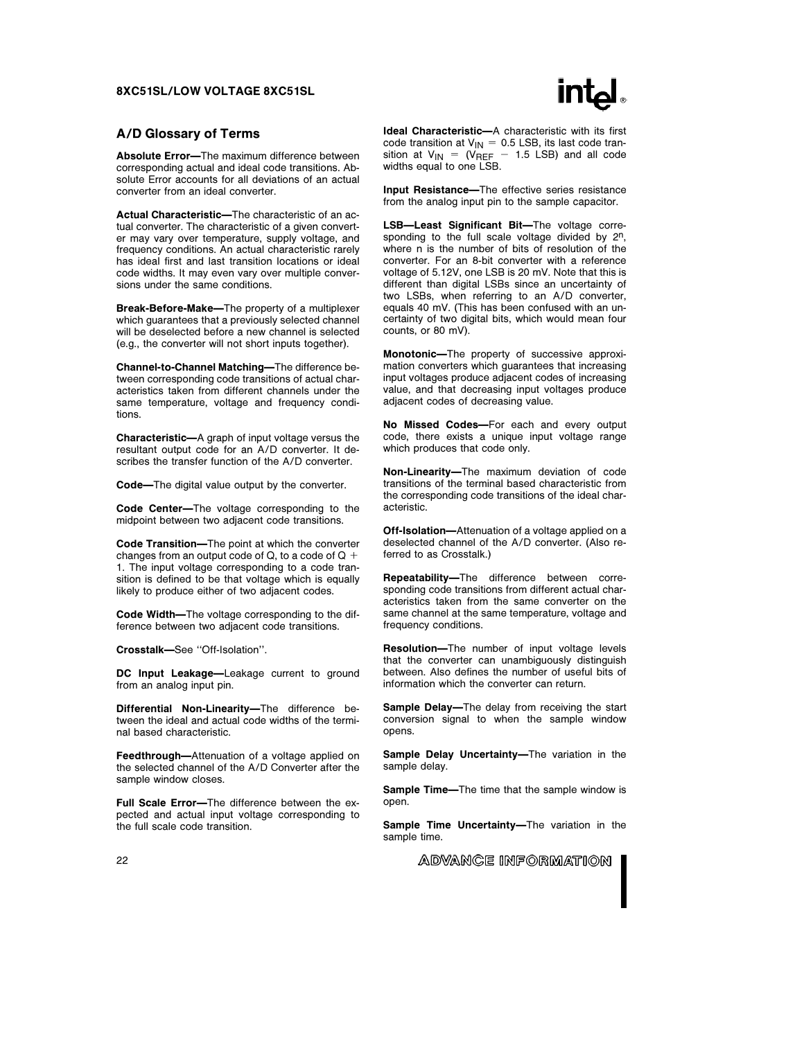## A/D Glossary of Terms

**Absolute Error—**The maximum difference between corresponding actual and ideal code transitions. Absolute Error accounts for all deviations of an actual converter from an ideal converter.

**Actual Characteristic—**The characteristic of an actual converter. The characteristic of a given converter may vary over temperature, supply voltage, and frequency conditions. An actual characteristic rarely has ideal first and last transition locations or ideal code widths. It may even vary over multiple conversions under the same conditions.

**Break-Before-Make—**The property of a multiplexer which guarantees that a previously selected channel will be deselected before a new channel is selected (e.g., the converter will not short inputs together).

**Channel-to-Channel Matching—**The difference between corresponding code transitions of actual characteristics taken from different channels under the same temperature, voltage and frequency conditions.

**Characteristic—**A graph of input voltage versus the resultant output code for an A/D converter. It describes the transfer function of the A/D converter.

**Code—**The digital value output by the converter.

**Code Center—**The voltage corresponding to the midpoint between two adjacent code transitions.

**Code Transition—**The point at which the converter changes from an output code of Q, to a code of Q + 1. The input voltage corresponding to a code transition is defined to be that voltage which is equally likely to produce either of two adjacent codes.

**Code Width—**The voltage corresponding to the difference between two adjacent code transitions.

**Crosstalk—**See "Off-Isolation".

**DC Input Leakage—**Leakage current to ground from an analog input pin.

**Differential Non-Linearity—**The difference between the ideal and actual code widths of the terminal based characteristic.

**Feedthrough—**Attenuation of a voltage applied on the selected channel of the A/D Converter after the sample window closes.

**Full Scale Error—**The difference between the expected and actual input voltage corresponding to the full scale code transition.

**Ideal Characteristic—**A characteristic with its first code transition at $V_{IN}$ = 0.5 LSB, its last code transition at $V_{IN}$ = ($V_{REF}$ − 1.5 LSB) and all code widths equal to one LSB.

**Input Resistance—**The effective series resistance from the analog input pin to the sample capacitor.

**LSB—Least Significant Bit—**The voltage corresponding to the full scale voltage divided by $2^n$, where n is the number of bits of resolution of the converter. For an 8-bit converter with a reference voltage of 5.12V, one LSB is 20 mV. Note that this is different than digital LSBs since an uncertainty of two LSBs, when referring to an A/D converter, equals 40 mV. (This has been confused with an uncertainty of two digital bits, which would mean four counts, or 80 mV).

**Monotonic—**The property of successive approximation converters which guarantees that increasing input voltages produce adjacent codes of increasing value, and that decreasing input voltages produce adjacent codes of decreasing value.

**No Missed Codes—**For each and every output code, there exists a unique input voltage range which produces that code only.

**Non-Linearity—**The maximum deviation of code transitions of the terminal based characteristic from the corresponding code transitions of the ideal characteristic.

**Off-Isolation—**Attenuation of a voltage applied on a deselected channel of the A/D converter. (Also referred to as Crosstalk.)

**Repeatability—**The difference between corresponding code transitions from different actual characteristics taken from the same converter on the same channel at the same temperature, voltage and frequency conditions.

**Resolution—**The number of input voltage levels that the converter can unambiguously distinguish between. Also defines the number of useful bits of information which the converter can return.

**Sample Delay—**The delay from receiving the start conversion signal to when the sample window opens.

**Sample Delay Uncertainty—**The variation in the sample delay.

**Sample Time—**The time that the sample window is open.

**Sample Time Uncertainty—**The variation in the sample time.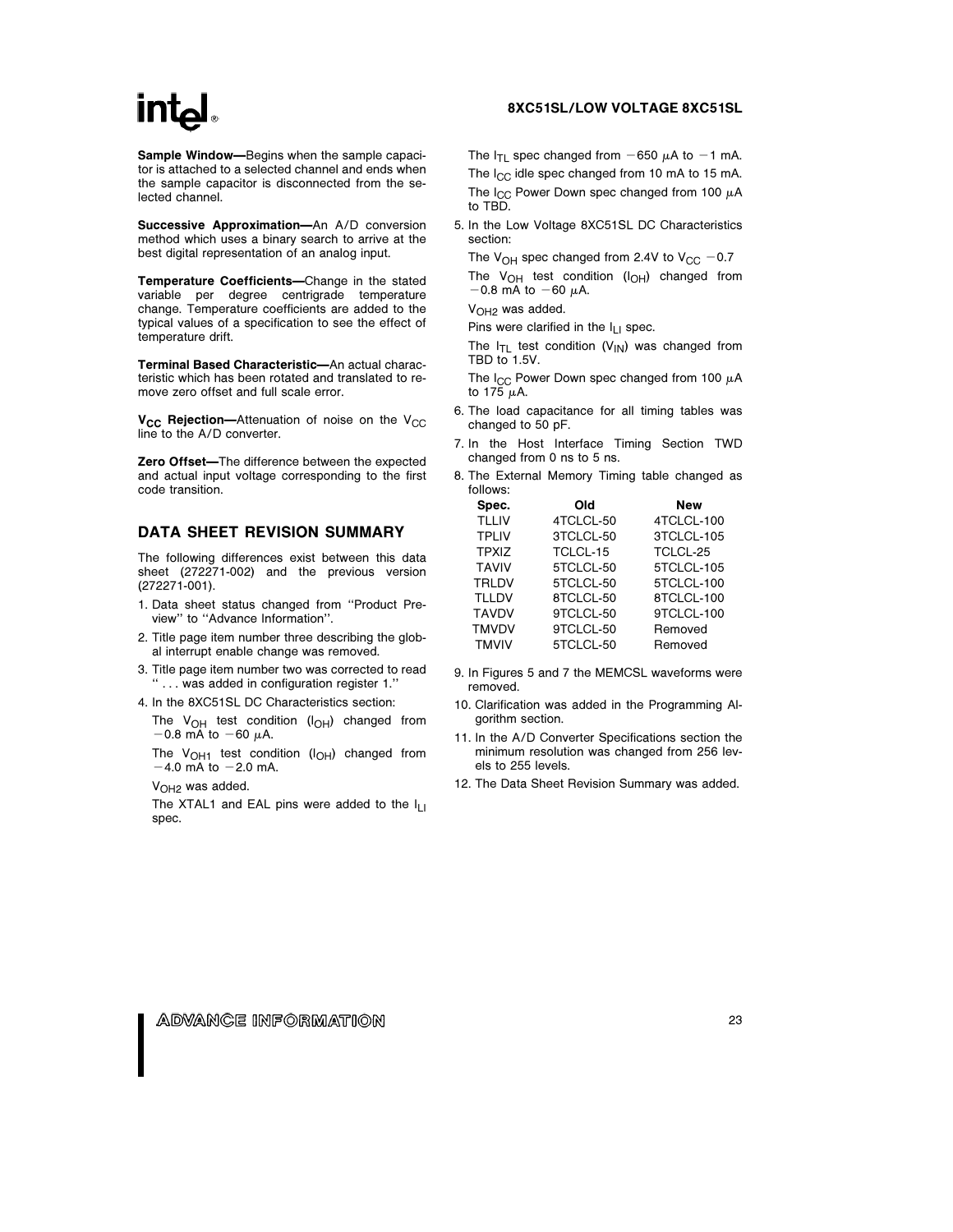**Sample Window—**Begins when the sample capacitor is attached to a selected channel and ends when the sample capacitor is disconnected from the selected channel.

**Successive Approximation—**An A/D conversion method which uses a binary search to arrive at the best digital representation of an analog input.

**Temperature Coefficients—**Change in the stated variable per degree centrigrade temperature change. Temperature coefficients are added to the typical values of a specification to see the effect of temperature drift.

**Terminal Based Characteristic—**An actual characteristic which has been rotated and translated to remove zero offset and full scale error.

**$V_{CC}$ Rejection—**Attenuation of noise on the $V_{CC}$ line to the A/D converter.

**Zero Offset—**The difference between the expected and actual input voltage corresponding to the first code transition.

## DATA SHEET REVISION SUMMARY

The following differences exist between this data sheet (272271-002) and the previous version (272271-001).

1. Data sheet status changed from ''Product Preview'' to ''Advance Information''.
2. Title page item number three describing the global interrupt enable change was removed.
3. Title page item number two was corrected to read '' . . . was added in configuration register 1.''
4. In the 8XC51SL DC Characteristics section:

   The $V_{OH}$ test condition ($I_{OH}$) changed from $-0.8$ mA to $-60$ $\mu$A.

   The $V_{OH1}$ test condition ($I_{OH}$) changed from $-4.0$ mA to $-2.0$ mA.

   $V_{OH2}$ was added.

   The XTAL1 and EAL pins were added to the $I_{LI}$ spec.

   The $I_{TL}$ spec changed from $-650$ $\mu$A to $-1$ mA.

   The $I_{CC}$ idle spec changed from 10 mA to 15 mA.

   The $I_{CC}$ Power Down spec changed from 100 $\mu$A to TBD.
5. In the Low Voltage 8XC51SL DC Characteristics section:

   The $V_{OH}$ spec changed from 2.4V to $V_{CC}$ $-0.7$

   The $V_{OH}$ test condition ($I_{OH}$) changed from $-0.8$ mA to $-60$ $\mu$A.

   $V_{OH2}$ was added.

   Pins were clarified in the $I_{LI}$ spec.

   The $I_{TL}$ test condition ($V_{IN}$) was changed from TBD to 1.5V.

   The $I_{CC}$ Power Down spec changed from 100 $\mu$A to 175 $\mu$A.
6. The load capacitance for all timing tables was changed to 50 pF.
7. In the Host Interface Timing Section TWD changed from 0 ns to 5 ns.
8. The External Memory Timing table changed as follows:

| Spec. | Old | New |
|---|---|---|
| TLLIV | 4TCLCL-50 | 4TCLCL-100 |
| TPLIV | 3TCLCL-50 | 3TCLCL-105 |
| TPXIZ | TCLCL-15 | TCLCL-25 |
| TAVIV | 5TCLCL-50 | 5TCLCL-105 |
| TRLDV | 5TCLCL-50 | 5TCLCL-100 |
| TLLDV | 8TCLCL-50 | 8TCLCL-100 |
| TAVDV | 9TCLCL-50 | 9TCLCL-100 |
| TMVDV | 9TCLCL-50 | Removed |
| TMVIV | 5TCLCL-50 | Removed |

9. In Figures 5 and 7 the MEMCSL waveforms were removed.
10. Clarification was added in the Programming Algorithm section.
11. In the A/D Converter Specifications section the minimum resolution was changed from 256 levels to 255 levels.
12. The Data Sheet Revision Summary was added.